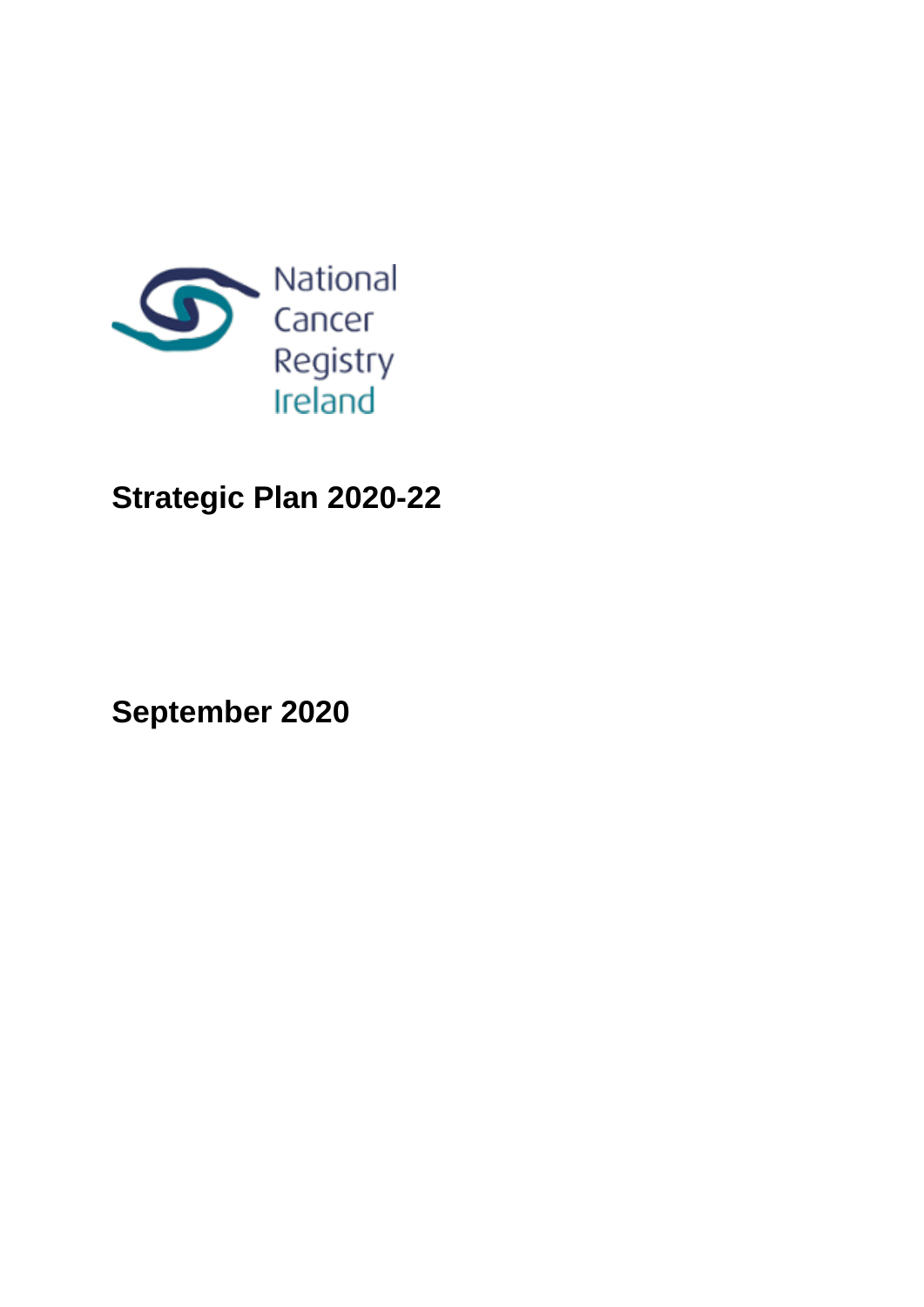National Cancer Registry Ireland

# Strategic Plan 2020-22

**September 2020**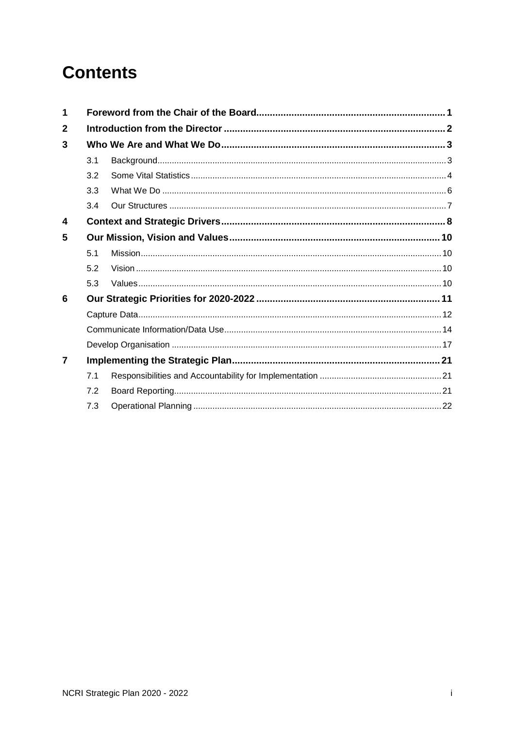# Contents

1 Foreword from the Chair of the Board ... 1

2 Introduction from the Director ... 2

3 Who We Are and What We Do ... 3

- 3.1 Background ... 3
- 3.2 Some Vital Statistics ... 4
- 3.3 What We Do ... 6
- 3.4 Our Structures ... 7

4 Context and Strategic Drivers ... 8

5 Our Mission, Vision and Values ... 10

- 5.1 Mission ... 10
- 5.2 Vision ... 10
- 5.3 Values ... 10

6 Our Strategic Priorities for 2020-2022 ... 11

- Capture Data ... 12
- Communicate Information/Data Use ... 14
- Develop Organisation ... 17

7 Implementing the Strategic Plan ... 21

- 7.1 Responsibilities and Accountability for Implementation ... 21
- 7.2 Board Reporting ... 21
- 7.3 Operational Planning ... 22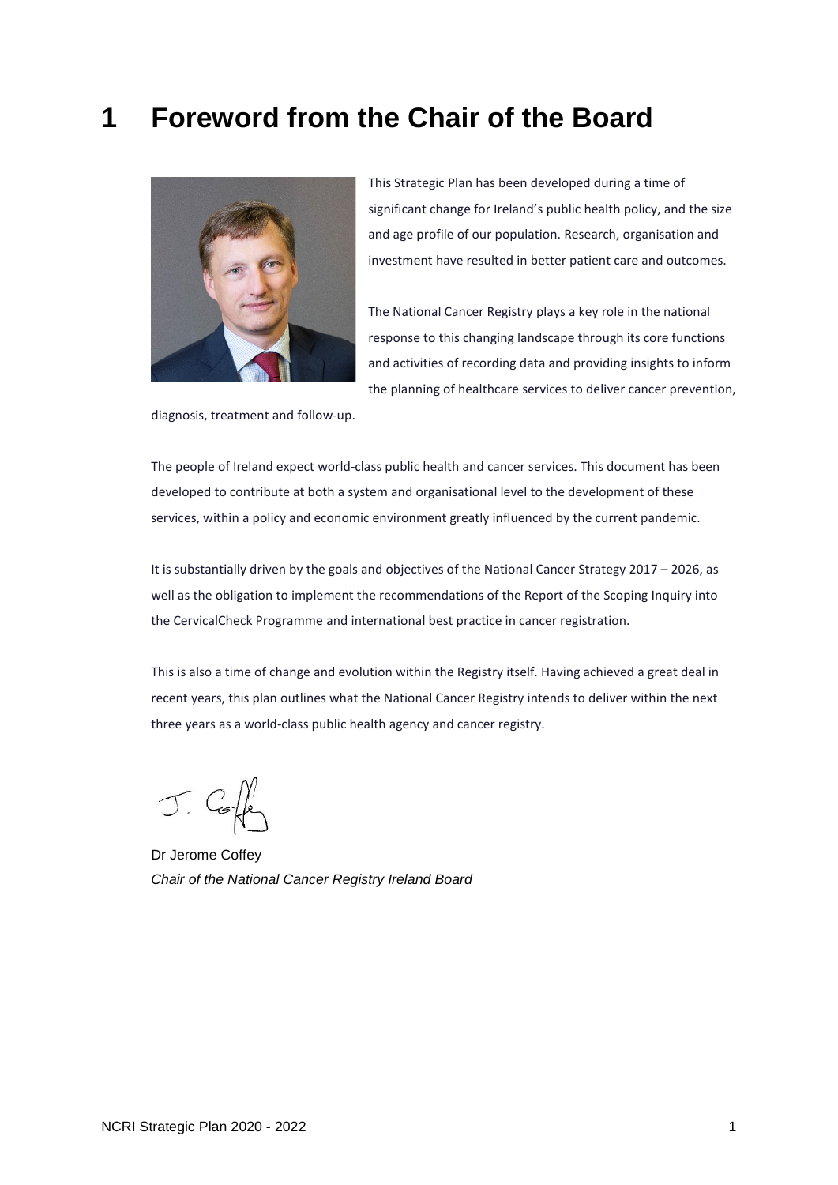# 1 Foreword from the Chair of the Board

This Strategic Plan has been developed during a time of significant change for Ireland's public health policy, and the size and age profile of our population. Research, organisation and investment have resulted in better patient care and outcomes.

The National Cancer Registry plays a key role in the national response to this changing landscape through its core functions and activities of recording data and providing insights to inform the planning of healthcare services to deliver cancer prevention, diagnosis, treatment and follow-up.

The people of Ireland expect world-class public health and cancer services. This document has been developed to contribute at both a system and organisational level to the development of these services, within a policy and economic environment greatly influenced by the current pandemic.

It is substantially driven by the goals and objectives of the National Cancer Strategy 2017 – 2026, as well as the obligation to implement the recommendations of the Report of the Scoping Inquiry into the CervicalCheck Programme and international best practice in cancer registration.

This is also a time of change and evolution within the Registry itself. Having achieved a great deal in recent years, this plan outlines what the National Cancer Registry intends to deliver within the next three years as a world-class public health agency and cancer registry.

Dr Jerome Coffey
*Chair of the National Cancer Registry Ireland Board*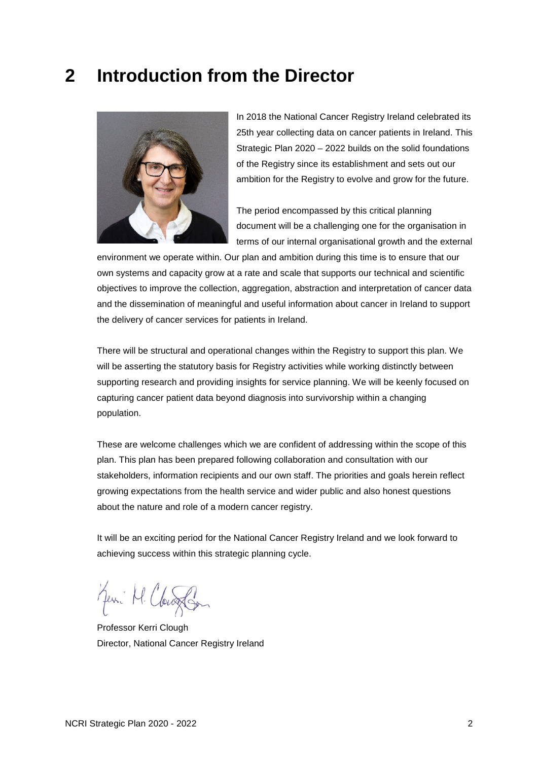# 2 Introduction from the Director

In 2018 the National Cancer Registry Ireland celebrated its 25th year collecting data on cancer patients in Ireland. This Strategic Plan 2020 – 2022 builds on the solid foundations of the Registry since its establishment and sets out our ambition for the Registry to evolve and grow for the future.

The period encompassed by this critical planning document will be a challenging one for the organisation in terms of our internal organisational growth and the external environment we operate within. Our plan and ambition during this time is to ensure that our own systems and capacity grow at a rate and scale that supports our technical and scientific objectives to improve the collection, aggregation, abstraction and interpretation of cancer data and the dissemination of meaningful and useful information about cancer in Ireland to support the delivery of cancer services for patients in Ireland.

There will be structural and operational changes within the Registry to support this plan. We will be asserting the statutory basis for Registry activities while working distinctly between supporting research and providing insights for service planning. We will be keenly focused on capturing cancer patient data beyond diagnosis into survivorship within a changing population.

These are welcome challenges which we are confident of addressing within the scope of this plan. This plan has been prepared following collaboration and consultation with our stakeholders, information recipients and our own staff. The priorities and goals herein reflect growing expectations from the health service and wider public and also honest questions about the nature and role of a modern cancer registry.

It will be an exciting period for the National Cancer Registry Ireland and we look forward to achieving success within this strategic planning cycle.

Professor Kerri Clough
Director, National Cancer Registry Ireland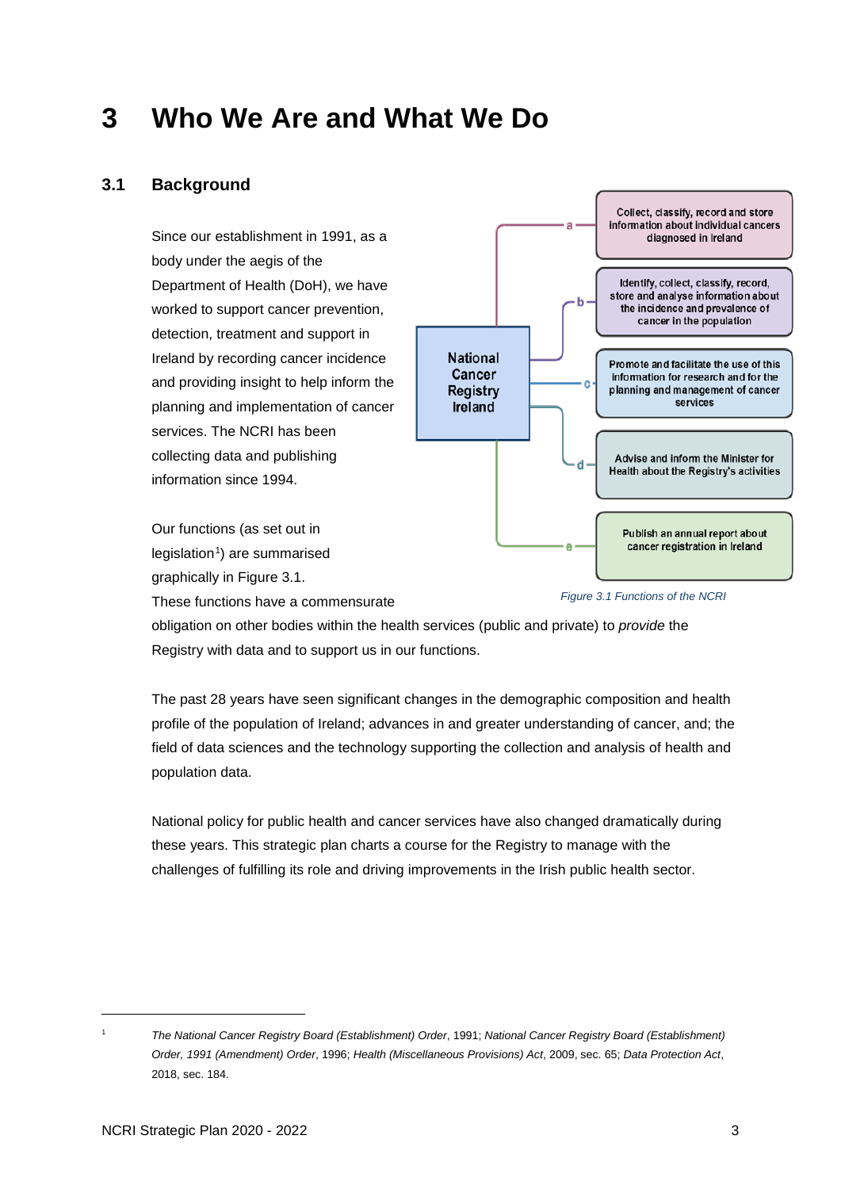# 3 Who We Are and What We Do

## 3.1 Background

Since our establishment in 1991, as a body under the aegis of the Department of Health (DoH), we have worked to support cancer prevention, detection, treatment and support in Ireland by recording cancer incidence and providing insight to help inform the planning and implementation of cancer services. The NCRI has been collecting data and publishing information since 1994.

Our functions (as set out in legislation[1]) are summarised graphically in Figure 3.1. These functions have a commensurate obligation on other bodies within the health services (public and private) to *provide* the Registry with data and to support us in our functions.

National Cancer Registry Ireland

- a – Collect, classify, record and store information about individual cancers diagnosed in Ireland
- b – Identify, collect, classify, record, store and analyse information about the incidence and prevalence of cancer in the population
- c – Promote and facilitate the use of this information for research and for the planning and management of cancer services
- d – Advise and inform the Minister for Health about the Registry's activities
- e – Publish an annual report about cancer registration in Ireland

*Figure 3.1 Functions of the NCRI*

The past 28 years have seen significant changes in the demographic composition and health profile of the population of Ireland; advances in and greater understanding of cancer, and; the field of data sciences and the technology supporting the collection and analysis of health and population data.

National policy for public health and cancer services have also changed dramatically during these years. This strategic plan charts a course for the Registry to manage with the challenges of fulfilling its role and driving improvements in the Irish public health sector.

[1] *The National Cancer Registry Board (Establishment) Order*, 1991; *National Cancer Registry Board (Establishment) Order, 1991 (Amendment) Order*, 1996; *Health (Miscellaneous Provisions) Act*, 2009, sec. 65; *Data Protection Act*, 2018, sec. 184.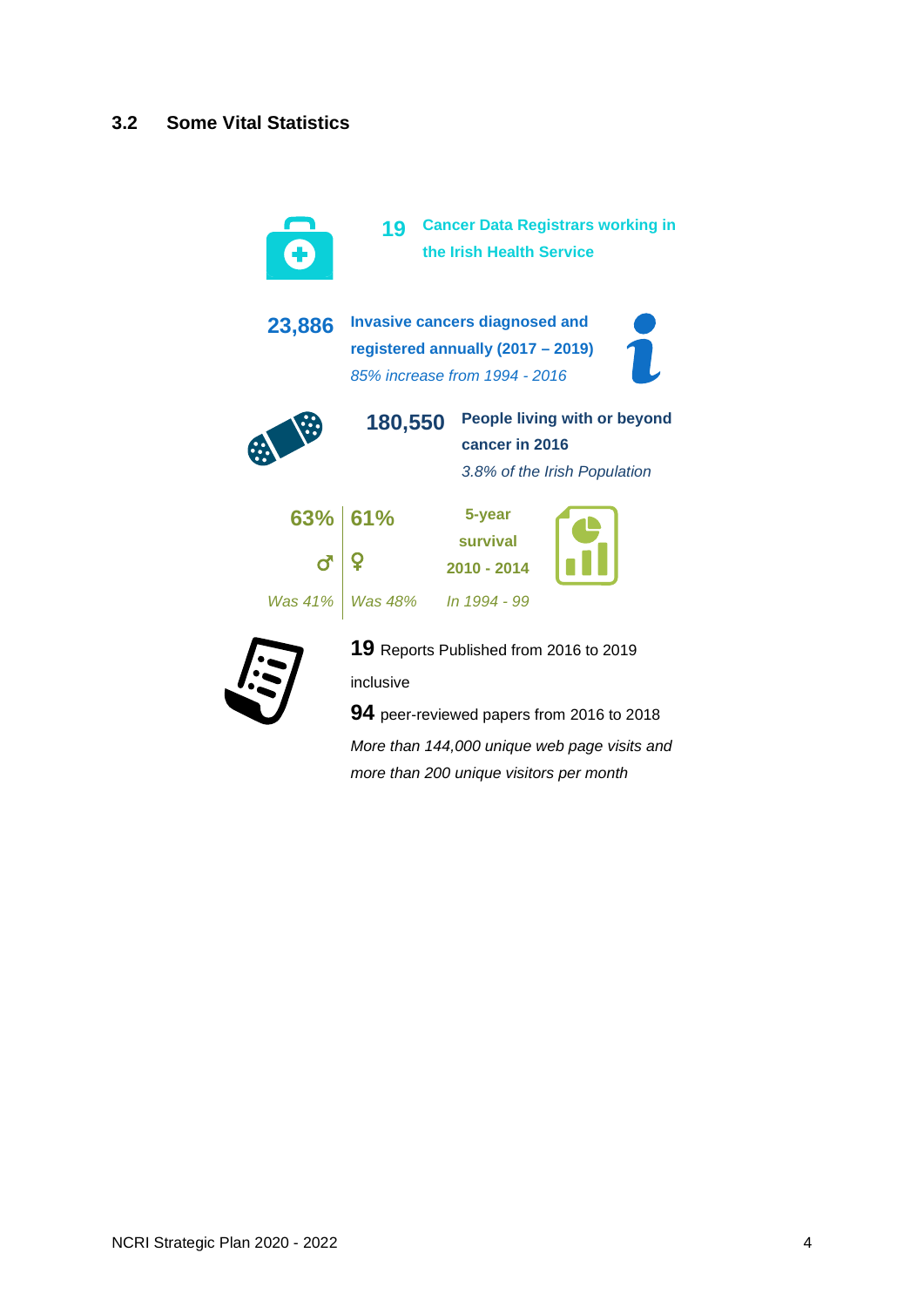## 3.2 Some Vital Statistics

**19** **Cancer Data Registrars working in the Irish Health Service**

**23,886** **Invasive cancers diagnosed and registered annually (2017 – 2019)**
*85% increase from 1994 - 2016*

**180,550** **People living with or beyond cancer in 2016**
*3.8% of the Irish Population*

| **63%** ♂ | **61%** ♀ | **5-year survival 2010 - 2014** |
|---|---|---|
| *Was 41%* | *Was 48%* | *In 1994 - 99* |

**19** Reports Published from 2016 to 2019 inclusive

**94** peer-reviewed papers from 2016 to 2018

*More than 144,000 unique web page visits and more than 200 unique visitors per month*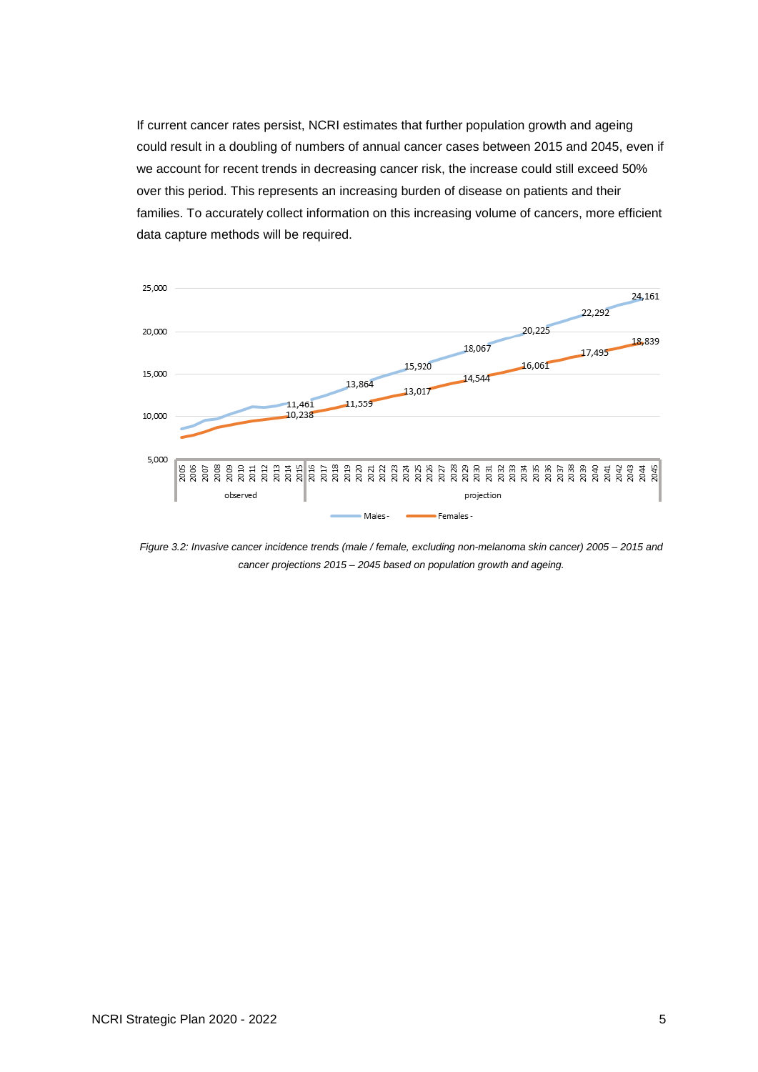If current cancer rates persist, NCRI estimates that further population growth and ageing could result in a doubling of numbers of annual cancer cases between 2015 and 2045, even if we account for recent trends in decreasing cancer risk, the increase could still exceed 50% over this period. This represents an increasing burden of disease on patients and their families. To accurately collect information on this increasing volume of cancers, more efficient data capture methods will be required.

*Figure 3.2: Invasive cancer incidence trends (male / female, excluding non-melanoma skin cancer) 2005 – 2015 and cancer projections 2015 – 2045 based on population growth and ageing.*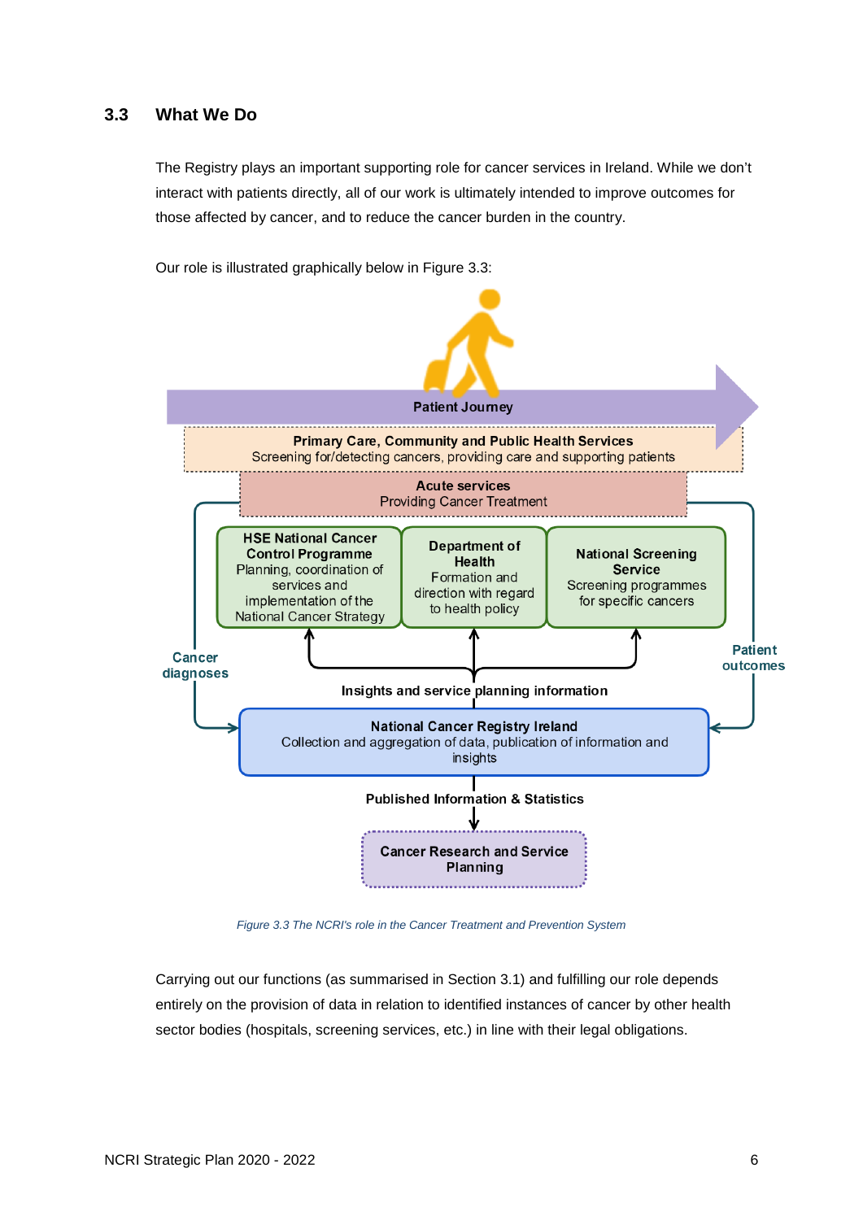## 3.3 What We Do

The Registry plays an important supporting role for cancer services in Ireland. While we don't interact with patients directly, all of our work is ultimately intended to improve outcomes for those affected by cancer, and to reduce the cancer burden in the country.

Our role is illustrated graphically below in Figure 3.3:

Patient Journey

**Primary Care, Community and Public Health Services**
Screening for/detecting cancers, providing care and supporting patients

**Acute services**
Providing Cancer Treatment

**HSE National Cancer Control Programme**
Planning, coordination of services and implementation of the National Cancer Strategy

**Department of Health**
Formation and direction with regard to health policy

**National Screening Service**
Screening programmes for specific cancers

Cancer diagnoses

Patient outcomes

Insights and service planning information

**National Cancer Registry Ireland**
Collection and aggregation of data, publication of information and insights

Published Information & Statistics

**Cancer Research and Service Planning**

*Figure 3.3 The NCRI's role in the Cancer Treatment and Prevention System*

Carrying out our functions (as summarised in Section 3.1) and fulfilling our role depends entirely on the provision of data in relation to identified instances of cancer by other health sector bodies (hospitals, screening services, etc.) in line with their legal obligations.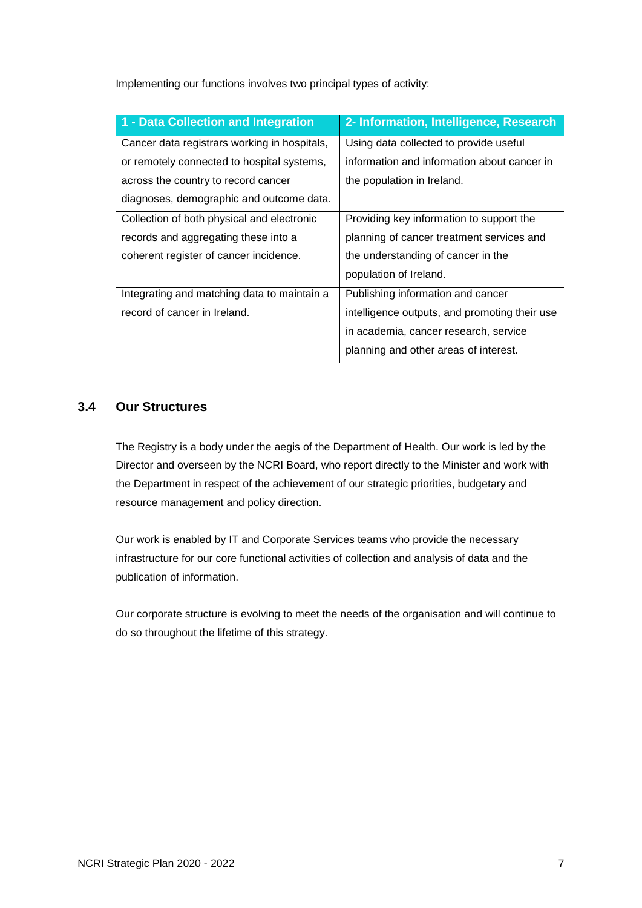Implementing our functions involves two principal types of activity:

| 1 - Data Collection and Integration | 2- Information, Intelligence, Research |
|---|---|
| Cancer data registrars working in hospitals, or remotely connected to hospital systems, across the country to record cancer diagnoses, demographic and outcome data. | Using data collected to provide useful information and information about cancer in the population in Ireland. |
| Collection of both physical and electronic records and aggregating these into a coherent register of cancer incidence. | Providing key information to support the planning of cancer treatment services and the understanding of cancer in the population of Ireland. |
| Integrating and matching data to maintain a record of cancer in Ireland. | Publishing information and cancer intelligence outputs, and promoting their use in academia, cancer research, service planning and other areas of interest. |

## 3.4 Our Structures

The Registry is a body under the aegis of the Department of Health. Our work is led by the Director and overseen by the NCRI Board, who report directly to the Minister and work with the Department in respect of the achievement of our strategic priorities, budgetary and resource management and policy direction.

Our work is enabled by IT and Corporate Services teams who provide the necessary infrastructure for our core functional activities of collection and analysis of data and the publication of information.

Our corporate structure is evolving to meet the needs of the organisation and will continue to do so throughout the lifetime of this strategy.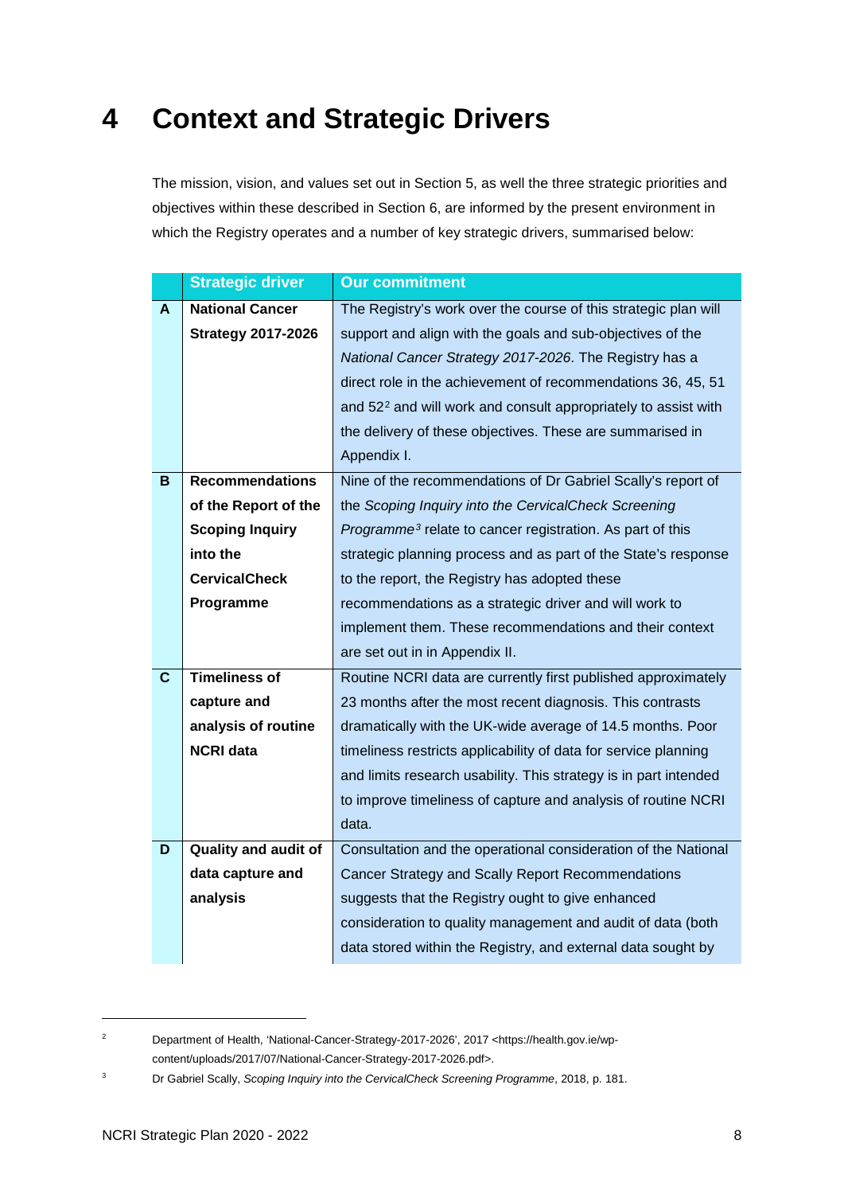# 4 Context and Strategic Drivers

The mission, vision, and values set out in Section 5, as well the three strategic priorities and objectives within these described in Section 6, are informed by the present environment in which the Registry operates and a number of key strategic drivers, summarised below:

| | Strategic driver | Our commitment |
|---|---|---|
| **A** | **National Cancer Strategy 2017-2026** | The Registry's work over the course of this strategic plan will support and align with the goals and sub-objectives of the *National Cancer Strategy 2017-2026*. The Registry has a direct role in the achievement of recommendations 36, 45, 51 and 52[2] and will work and consult appropriately to assist with the delivery of these objectives. These are summarised in Appendix I. |
| **B** | **Recommendations of the Report of the Scoping Inquiry into the CervicalCheck Programme** | Nine of the recommendations of Dr Gabriel Scally's report of the *Scoping Inquiry into the CervicalCheck Screening Programme*[3] relate to cancer registration. As part of this strategic planning process and as part of the State's response to the report, the Registry has adopted these recommendations as a strategic driver and will work to implement them. These recommendations and their context are set out in in Appendix II. |
| **C** | **Timeliness of capture and analysis of routine NCRI data** | Routine NCRI data are currently first published approximately 23 months after the most recent diagnosis. This contrasts dramatically with the UK-wide average of 14.5 months. Poor timeliness restricts applicability of data for service planning and limits research usability. This strategy is in part intended to improve timeliness of capture and analysis of routine NCRI data. |
| **D** | **Quality and audit of data capture and analysis** | Consultation and the operational consideration of the National Cancer Strategy and Scally Report Recommendations suggests that the Registry ought to give enhanced consideration to quality management and audit of data (both data stored within the Registry, and external data sought by |

[2] Department of Health, 'National-Cancer-Strategy-2017-2026', 2017 <https://health.gov.ie/wp-content/uploads/2017/07/National-Cancer-Strategy-2017-2026.pdf>.

[3] Dr Gabriel Scally, *Scoping Inquiry into the CervicalCheck Screening Programme*, 2018, p. 181.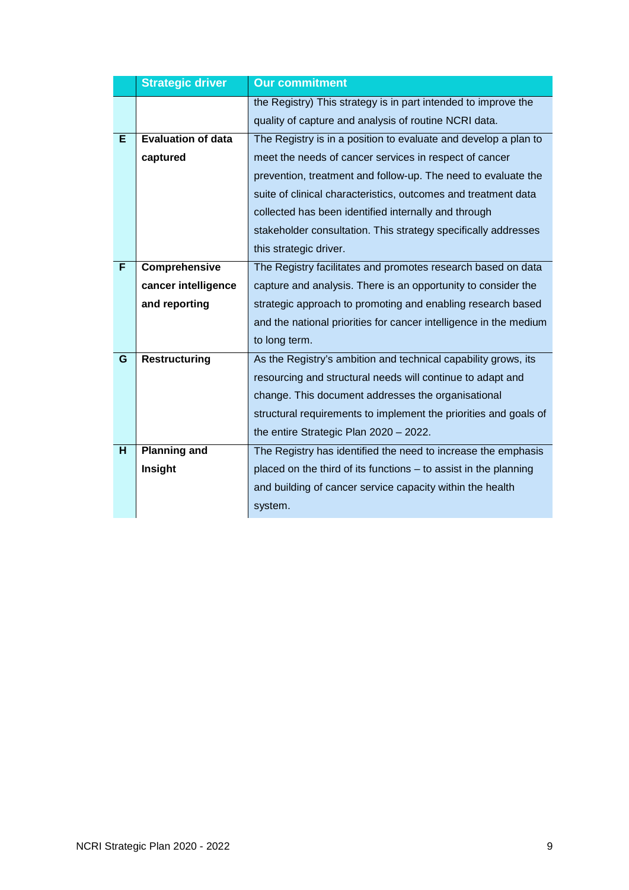| | Strategic driver | Our commitment |
|---|---|---|
| | | the Registry) This strategy is in part intended to improve the quality of capture and analysis of routine NCRI data. |
| E | **Evaluation of data captured** | The Registry is in a position to evaluate and develop a plan to meet the needs of cancer services in respect of cancer prevention, treatment and follow-up. The need to evaluate the suite of clinical characteristics, outcomes and treatment data collected has been identified internally and through stakeholder consultation. This strategy specifically addresses this strategic driver. |
| F | **Comprehensive cancer intelligence and reporting** | The Registry facilitates and promotes research based on data capture and analysis. There is an opportunity to consider the strategic approach to promoting and enabling research based and the national priorities for cancer intelligence in the medium to long term. |
| G | **Restructuring** | As the Registry's ambition and technical capability grows, its resourcing and structural needs will continue to adapt and change. This document addresses the organisational structural requirements to implement the priorities and goals of the entire Strategic Plan 2020 – 2022. |
| H | **Planning and Insight** | The Registry has identified the need to increase the emphasis placed on the third of its functions – to assist in the planning and building of cancer service capacity within the health system. |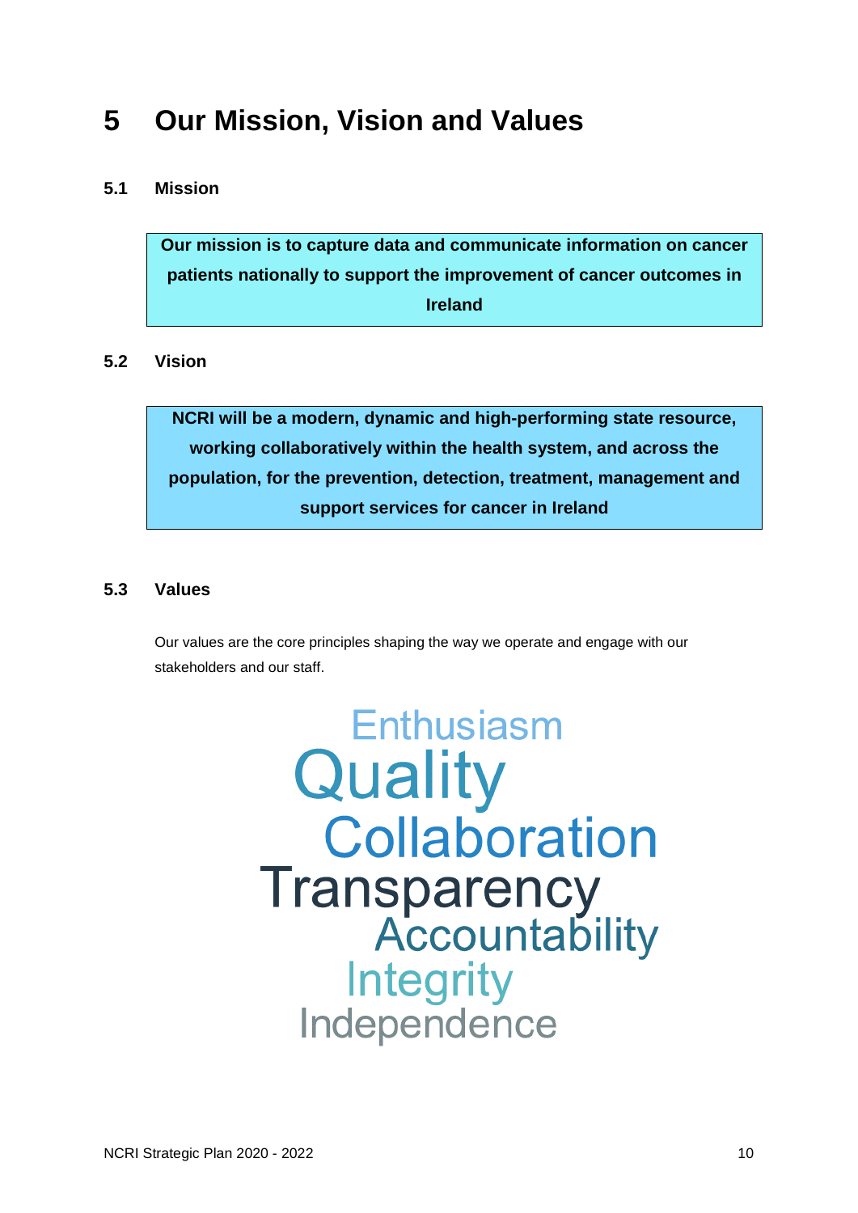# 5 Our Mission, Vision and Values

## 5.1 Mission

**Our mission is to capture data and communicate information on cancer patients nationally to support the improvement of cancer outcomes in Ireland**

## 5.2 Vision

**NCRI will be a modern, dynamic and high-performing state resource, working collaboratively within the health system, and across the population, for the prevention, detection, treatment, management and support services for cancer in Ireland**

## 5.3 Values

Our values are the core principles shaping the way we operate and engage with our stakeholders and our staff.

Enthusiasm
Quality
Collaboration
Transparency
Accountability
Integrity
Independence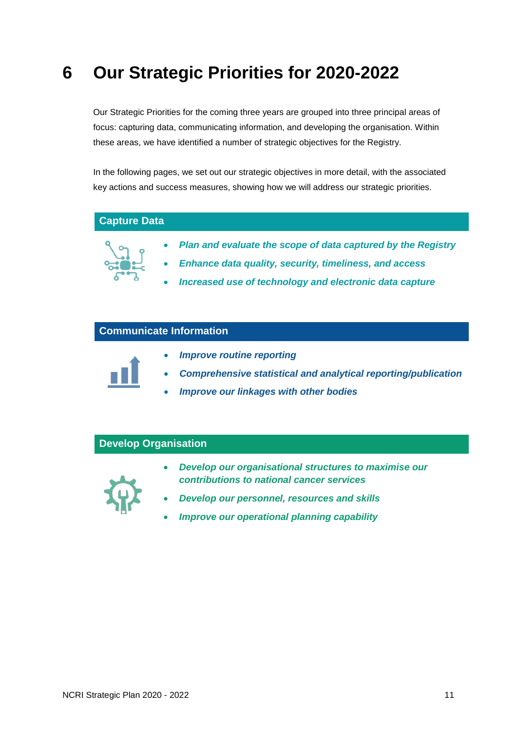# 6 Our Strategic Priorities for 2020-2022

Our Strategic Priorities for the coming three years are grouped into three principal areas of focus: capturing data, communicating information, and developing the organisation. Within these areas, we have identified a number of strategic objectives for the Registry.

In the following pages, we set out our strategic objectives in more detail, with the associated key actions and success measures, showing how we will address our strategic priorities.

## Capture Data

- ***Plan and evaluate the scope of data captured by the Registry***
- ***Enhance data quality, security, timeliness, and access***
- ***Increased use of technology and electronic data capture***

## Communicate Information

- ***Improve routine reporting***
- ***Comprehensive statistical and analytical reporting/publication***
- ***Improve our linkages with other bodies***

## Develop Organisation

- ***Develop our organisational structures to maximise our contributions to national cancer services***
- ***Develop our personnel, resources and skills***
- ***Improve our operational planning capability***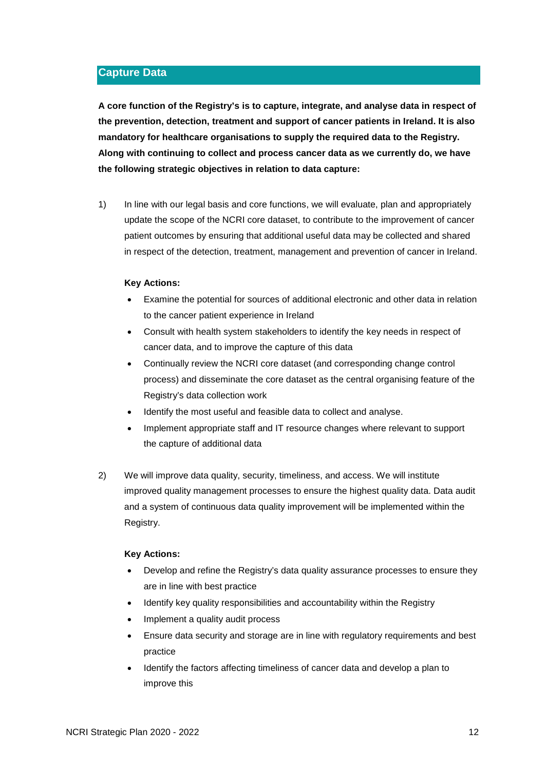## Capture Data

**A core function of the Registry's is to capture, integrate, and analyse data in respect of the prevention, detection, treatment and support of cancer patients in Ireland. It is also mandatory for healthcare organisations to supply the required data to the Registry. Along with continuing to collect and process cancer data as we currently do, we have the following strategic objectives in relation to data capture:**

1) In line with our legal basis and core functions, we will evaluate, plan and appropriately update the scope of the NCRI core dataset, to contribute to the improvement of cancer patient outcomes by ensuring that additional useful data may be collected and shared in respect of the detection, treatment, management and prevention of cancer in Ireland.

   **Key Actions:**

   - Examine the potential for sources of additional electronic and other data in relation to the cancer patient experience in Ireland
   - Consult with health system stakeholders to identify the key needs in respect of cancer data, and to improve the capture of this data
   - Continually review the NCRI core dataset (and corresponding change control process) and disseminate the core dataset as the central organising feature of the Registry's data collection work
   - Identify the most useful and feasible data to collect and analyse.
   - Implement appropriate staff and IT resource changes where relevant to support the capture of additional data

2) We will improve data quality, security, timeliness, and access. We will institute improved quality management processes to ensure the highest quality data. Data audit and a system of continuous data quality improvement will be implemented within the Registry.

   **Key Actions:**

   - Develop and refine the Registry's data quality assurance processes to ensure they are in line with best practice
   - Identify key quality responsibilities and accountability within the Registry
   - Implement a quality audit process
   - Ensure data security and storage are in line with regulatory requirements and best practice
   - Identify the factors affecting timeliness of cancer data and develop a plan to improve this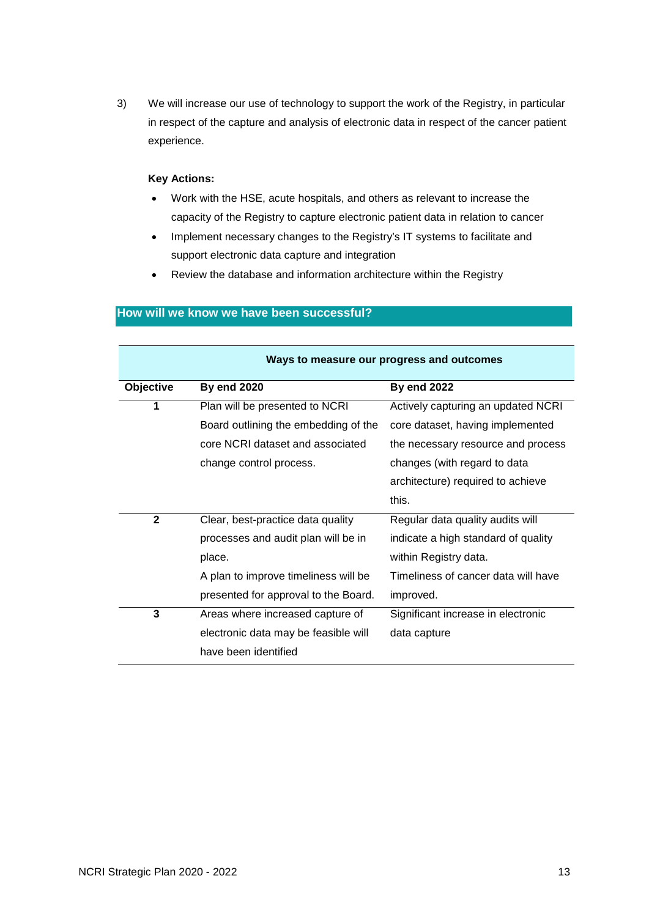3) We will increase our use of technology to support the work of the Registry, in particular in respect of the capture and analysis of electronic data in respect of the cancer patient experience.

**Key Actions:**

- Work with the HSE, acute hospitals, and others as relevant to increase the capacity of the Registry to capture electronic patient data in relation to cancer
- Implement necessary changes to the Registry's IT systems to facilitate and support electronic data capture and integration
- Review the database and information architecture within the Registry

## How will we know we have been successful?

| Ways to measure our progress and outcomes | | |
|---|---|---|
| **Objective** | **By end 2020** | **By end 2022** |
| **1** | Plan will be presented to NCRI Board outlining the embedding of the core NCRI dataset and associated change control process. | Actively capturing an updated NCRI core dataset, having implemented the necessary resource and process changes (with regard to data architecture) required to achieve this. |
| **2** | Clear, best-practice data quality processes and audit plan will be in place.<br>A plan to improve timeliness will be presented for approval to the Board. | Regular data quality audits will indicate a high standard of quality within Registry data.<br>Timeliness of cancer data will have improved. |
| **3** | Areas where increased capture of electronic data may be feasible will have been identified | Significant increase in electronic data capture |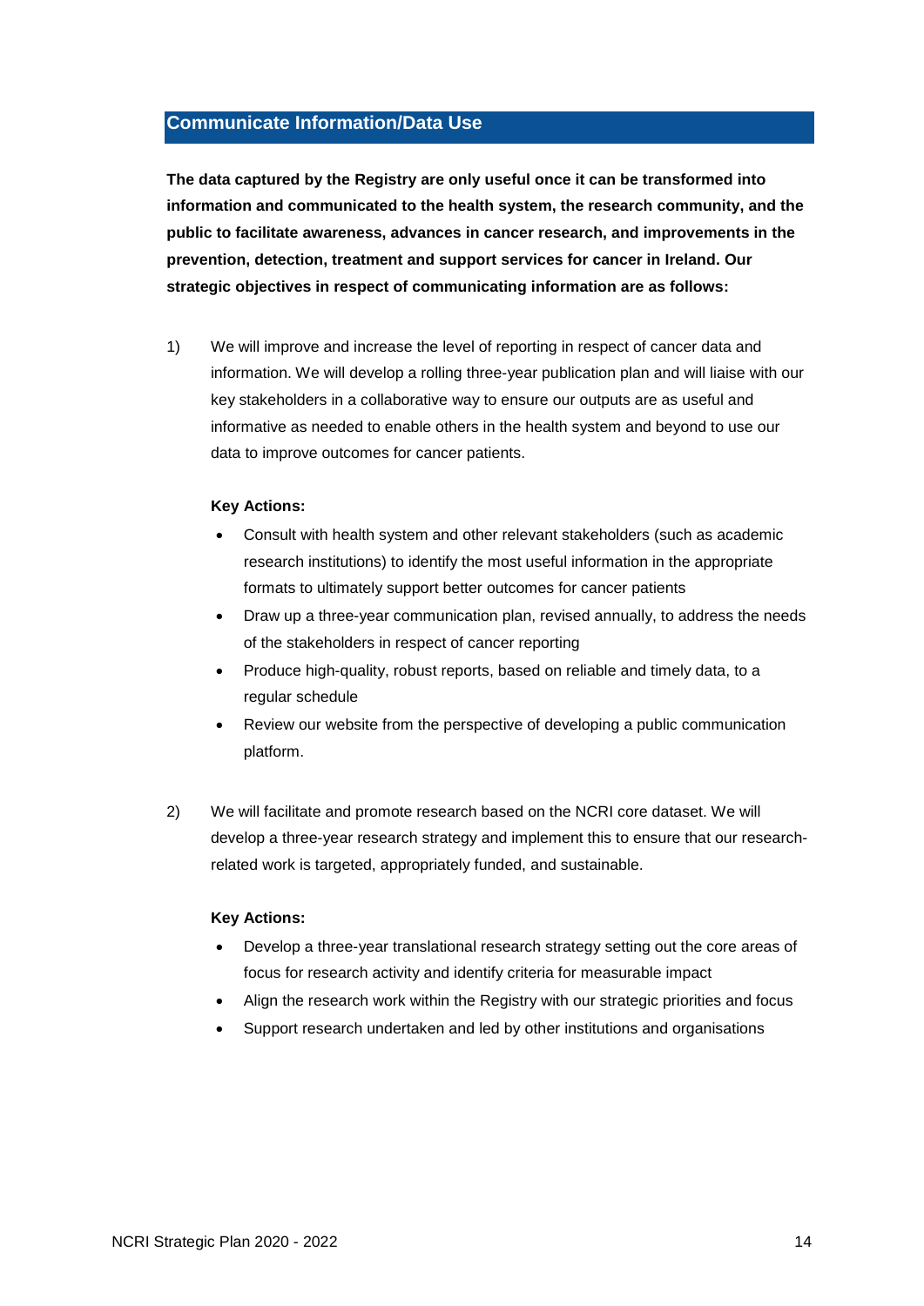## Communicate Information/Data Use

**The data captured by the Registry are only useful once it can be transformed into information and communicated to the health system, the research community, and the public to facilitate awareness, advances in cancer research, and improvements in the prevention, detection, treatment and support services for cancer in Ireland. Our strategic objectives in respect of communicating information are as follows:**

1) We will improve and increase the level of reporting in respect of cancer data and information. We will develop a rolling three-year publication plan and will liaise with our key stakeholders in a collaborative way to ensure our outputs are as useful and informative as needed to enable others in the health system and beyond to use our data to improve outcomes for cancer patients.

   **Key Actions:**

   - Consult with health system and other relevant stakeholders (such as academic research institutions) to identify the most useful information in the appropriate formats to ultimately support better outcomes for cancer patients
   - Draw up a three-year communication plan, revised annually, to address the needs of the stakeholders in respect of cancer reporting
   - Produce high-quality, robust reports, based on reliable and timely data, to a regular schedule
   - Review our website from the perspective of developing a public communication platform.

2) We will facilitate and promote research based on the NCRI core dataset. We will develop a three-year research strategy and implement this to ensure that our research-related work is targeted, appropriately funded, and sustainable.

   **Key Actions:**

   - Develop a three-year translational research strategy setting out the core areas of focus for research activity and identify criteria for measurable impact
   - Align the research work within the Registry with our strategic priorities and focus
   - Support research undertaken and led by other institutions and organisations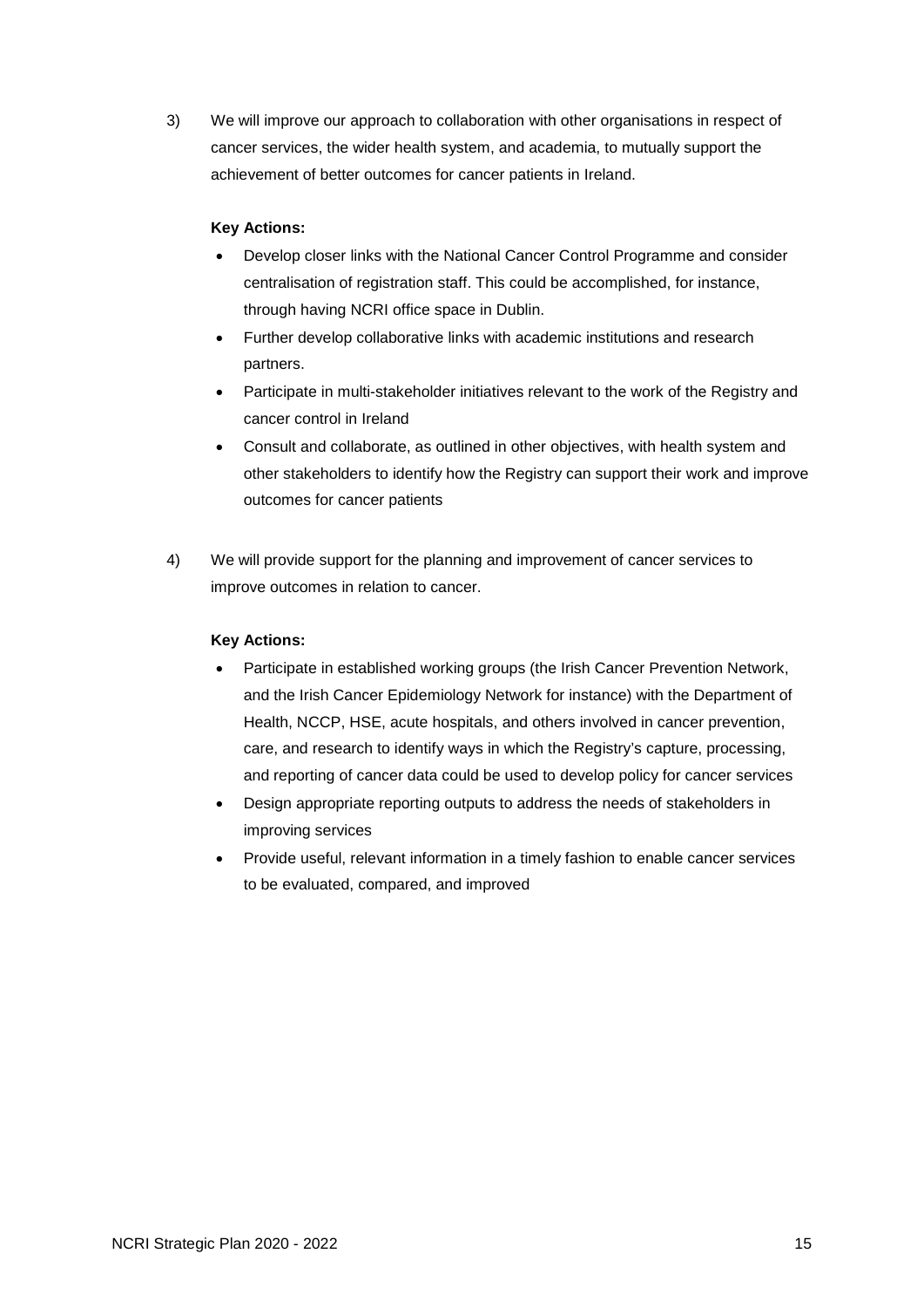3) We will improve our approach to collaboration with other organisations in respect of cancer services, the wider health system, and academia, to mutually support the achievement of better outcomes for cancer patients in Ireland.

**Key Actions:**

- Develop closer links with the National Cancer Control Programme and consider centralisation of registration staff. This could be accomplished, for instance, through having NCRI office space in Dublin.
- Further develop collaborative links with academic institutions and research partners.
- Participate in multi-stakeholder initiatives relevant to the work of the Registry and cancer control in Ireland
- Consult and collaborate, as outlined in other objectives, with health system and other stakeholders to identify how the Registry can support their work and improve outcomes for cancer patients

4) We will provide support for the planning and improvement of cancer services to improve outcomes in relation to cancer.

**Key Actions:**

- Participate in established working groups (the Irish Cancer Prevention Network, and the Irish Cancer Epidemiology Network for instance) with the Department of Health, NCCP, HSE, acute hospitals, and others involved in cancer prevention, care, and research to identify ways in which the Registry's capture, processing, and reporting of cancer data could be used to develop policy for cancer services
- Design appropriate reporting outputs to address the needs of stakeholders in improving services
- Provide useful, relevant information in a timely fashion to enable cancer services to be evaluated, compared, and improved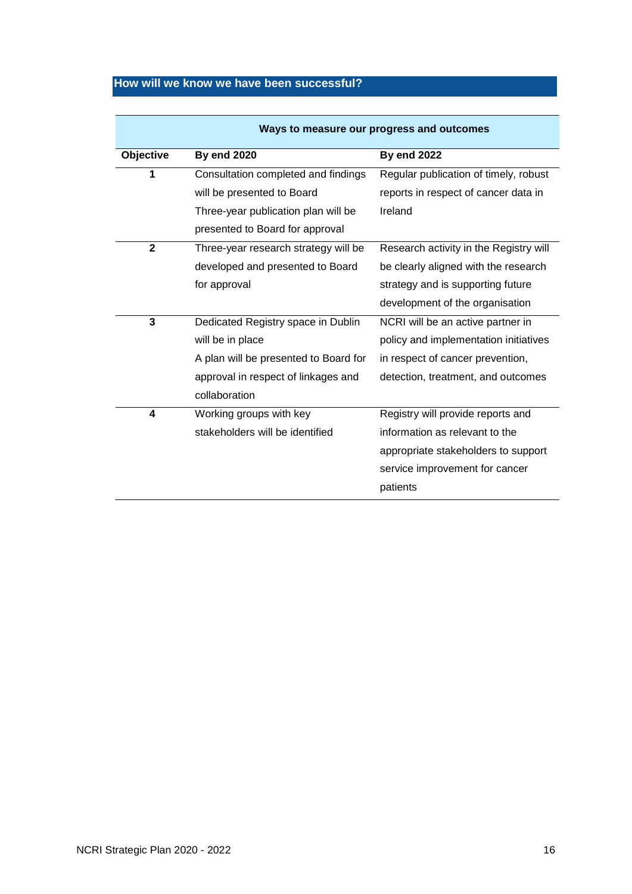## How will we know we have been successful?

| Ways to measure our progress and outcomes | | |
|---|---|---|
| **Objective** | **By end 2020** | **By end 2022** |
| **1** | Consultation completed and findings will be presented to Board<br>Three-year publication plan will be presented to Board for approval | Regular publication of timely, robust reports in respect of cancer data in Ireland |
| **2** | Three-year research strategy will be developed and presented to Board for approval | Research activity in the Registry will be clearly aligned with the research strategy and is supporting future development of the organisation |
| **3** | Dedicated Registry space in Dublin will be in place<br>A plan will be presented to Board for approval in respect of linkages and collaboration | NCRI will be an active partner in policy and implementation initiatives in respect of cancer prevention, detection, treatment, and outcomes |
| **4** | Working groups with key stakeholders will be identified | Registry will provide reports and information as relevant to the appropriate stakeholders to support service improvement for cancer patients |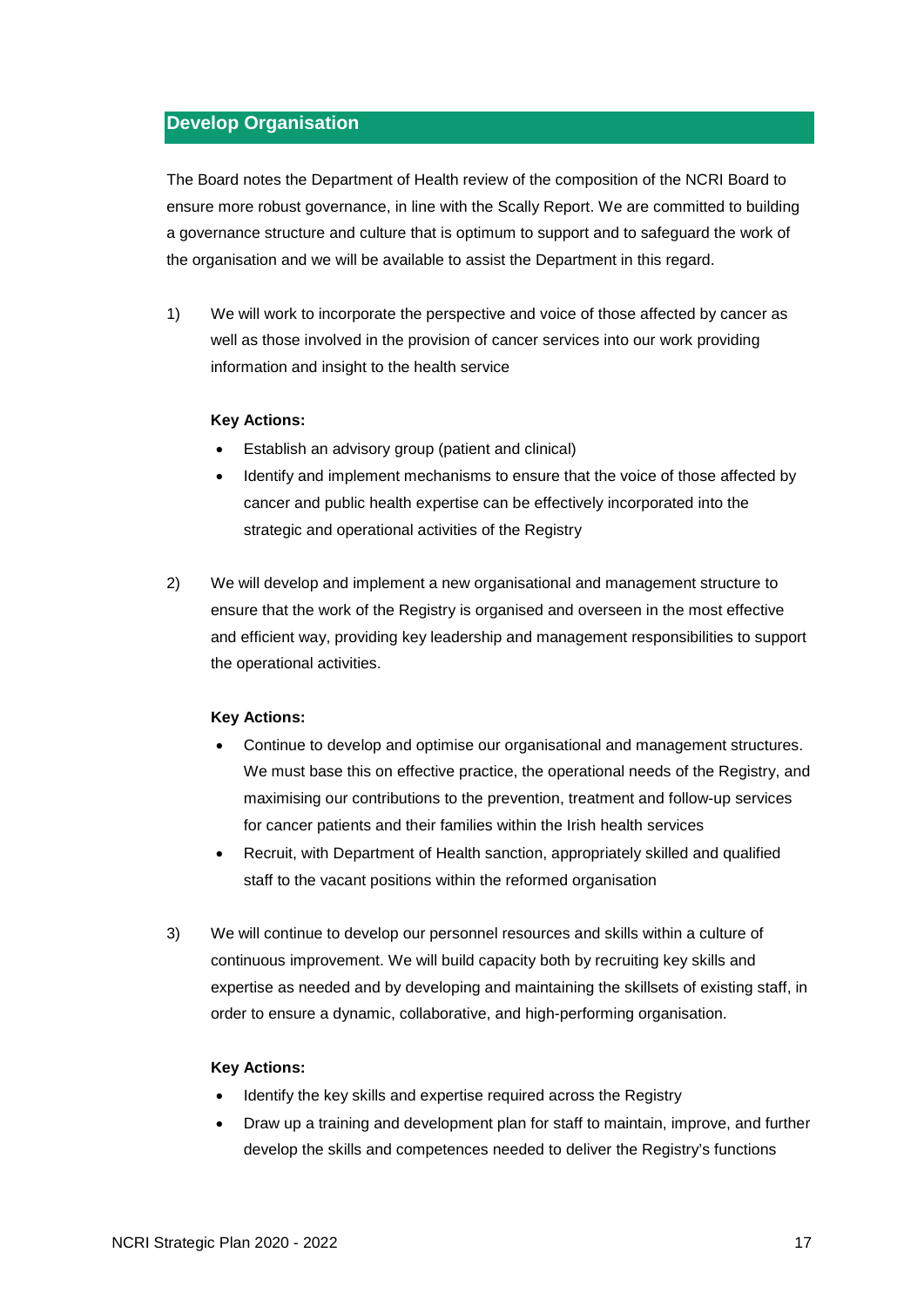## Develop Organisation

The Board notes the Department of Health review of the composition of the NCRI Board to ensure more robust governance, in line with the Scally Report. We are committed to building a governance structure and culture that is optimum to support and to safeguard the work of the organisation and we will be available to assist the Department in this regard.

1) We will work to incorporate the perspective and voice of those affected by cancer as well as those involved in the provision of cancer services into our work providing information and insight to the health service

   **Key Actions:**

   - Establish an advisory group (patient and clinical)
   - Identify and implement mechanisms to ensure that the voice of those affected by cancer and public health expertise can be effectively incorporated into the strategic and operational activities of the Registry

2) We will develop and implement a new organisational and management structure to ensure that the work of the Registry is organised and overseen in the most effective and efficient way, providing key leadership and management responsibilities to support the operational activities.

   **Key Actions:**

   - Continue to develop and optimise our organisational and management structures. We must base this on effective practice, the operational needs of the Registry, and maximising our contributions to the prevention, treatment and follow-up services for cancer patients and their families within the Irish health services
   - Recruit, with Department of Health sanction, appropriately skilled and qualified staff to the vacant positions within the reformed organisation

3) We will continue to develop our personnel resources and skills within a culture of continuous improvement. We will build capacity both by recruiting key skills and expertise as needed and by developing and maintaining the skillsets of existing staff, in order to ensure a dynamic, collaborative, and high-performing organisation.

   **Key Actions:**

   - Identify the key skills and expertise required across the Registry
   - Draw up a training and development plan for staff to maintain, improve, and further develop the skills and competences needed to deliver the Registry's functions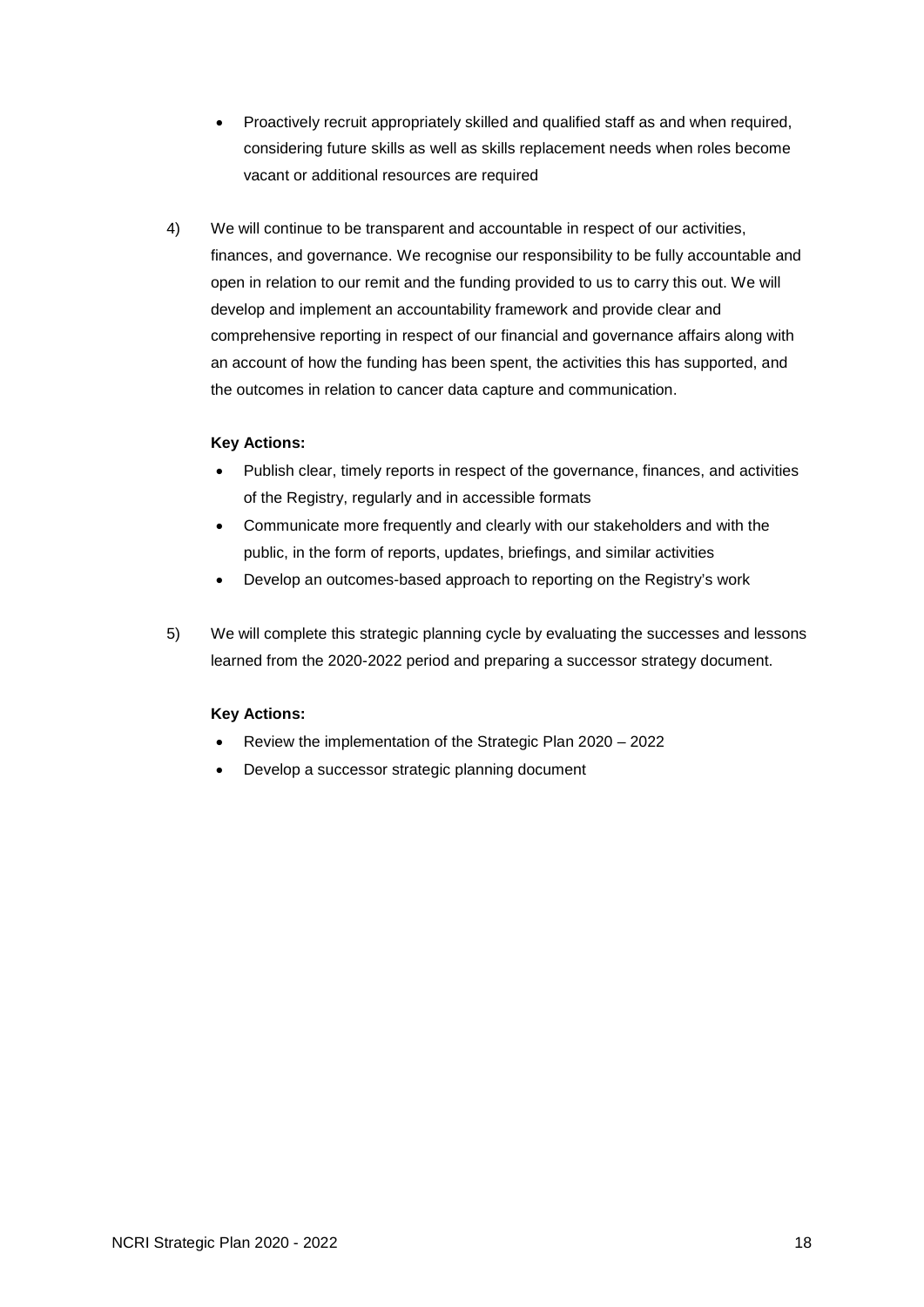- Proactively recruit appropriately skilled and qualified staff as and when required, considering future skills as well as skills replacement needs when roles become vacant or additional resources are required

4) We will continue to be transparent and accountable in respect of our activities, finances, and governance. We recognise our responsibility to be fully accountable and open in relation to our remit and the funding provided to us to carry this out. We will develop and implement an accountability framework and provide clear and comprehensive reporting in respect of our financial and governance affairs along with an account of how the funding has been spent, the activities this has supported, and the outcomes in relation to cancer data capture and communication.

   **Key Actions:**

   - Publish clear, timely reports in respect of the governance, finances, and activities of the Registry, regularly and in accessible formats
   - Communicate more frequently and clearly with our stakeholders and with the public, in the form of reports, updates, briefings, and similar activities
   - Develop an outcomes-based approach to reporting on the Registry's work

5) We will complete this strategic planning cycle by evaluating the successes and lessons learned from the 2020-2022 period and preparing a successor strategy document.

   **Key Actions:**

   - Review the implementation of the Strategic Plan 2020 – 2022
   - Develop a successor strategic planning document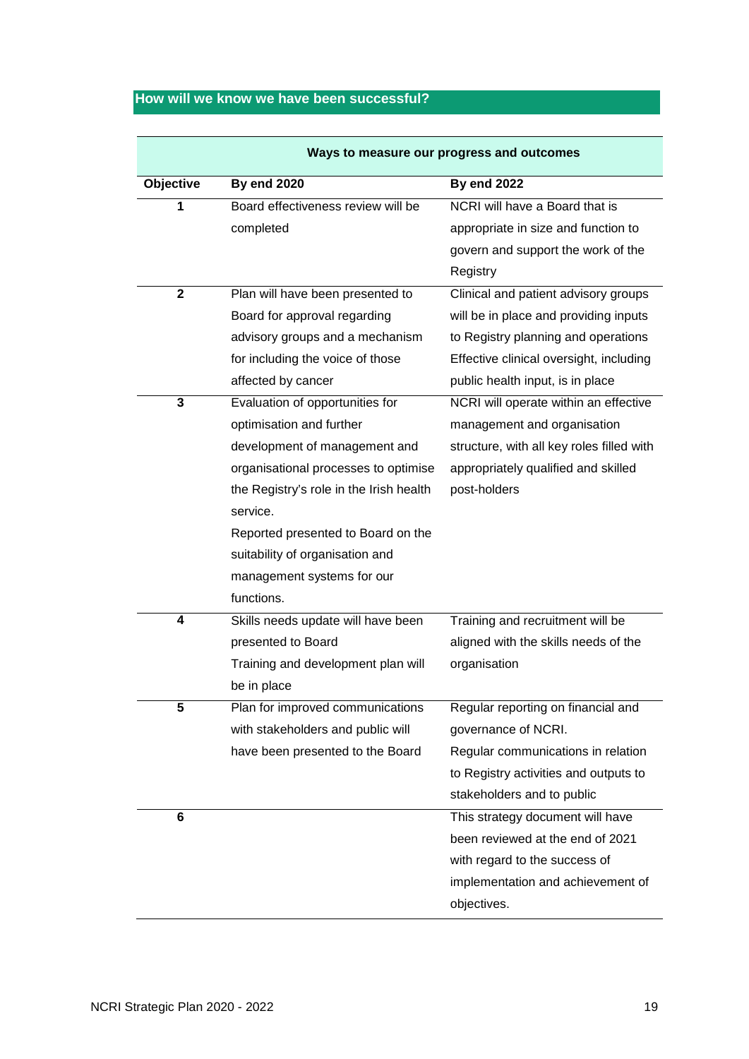## How will we know we have been successful?

| Ways to measure our progress and outcomes | | |
|---|---|---|
| **Objective** | **By end 2020** | **By end 2022** |
| **1** | Board effectiveness review will be completed | NCRI will have a Board that is appropriate in size and function to govern and support the work of the Registry |
| **2** | Plan will have been presented to Board for approval regarding advisory groups and a mechanism for including the voice of those affected by cancer | Clinical and patient advisory groups will be in place and providing inputs to Registry planning and operations<br>Effective clinical oversight, including public health input, is in place |
| **3** | Evaluation of opportunities for optimisation and further development of management and organisational processes to optimise the Registry's role in the Irish health service.<br>Reported presented to Board on the suitability of organisation and management systems for our functions. | NCRI will operate within an effective management and organisation structure, with all key roles filled with appropriately qualified and skilled post-holders |
| **4** | Skills needs update will have been presented to Board<br>Training and development plan will be in place | Training and recruitment will be aligned with the skills needs of the organisation |
| **5** | Plan for improved communications with stakeholders and public will have been presented to the Board | Regular reporting on financial and governance of NCRI.<br>Regular communications in relation to Registry activities and outputs to stakeholders and to public |
| **6** | | This strategy document will have been reviewed at the end of 2021 with regard to the success of implementation and achievement of objectives. |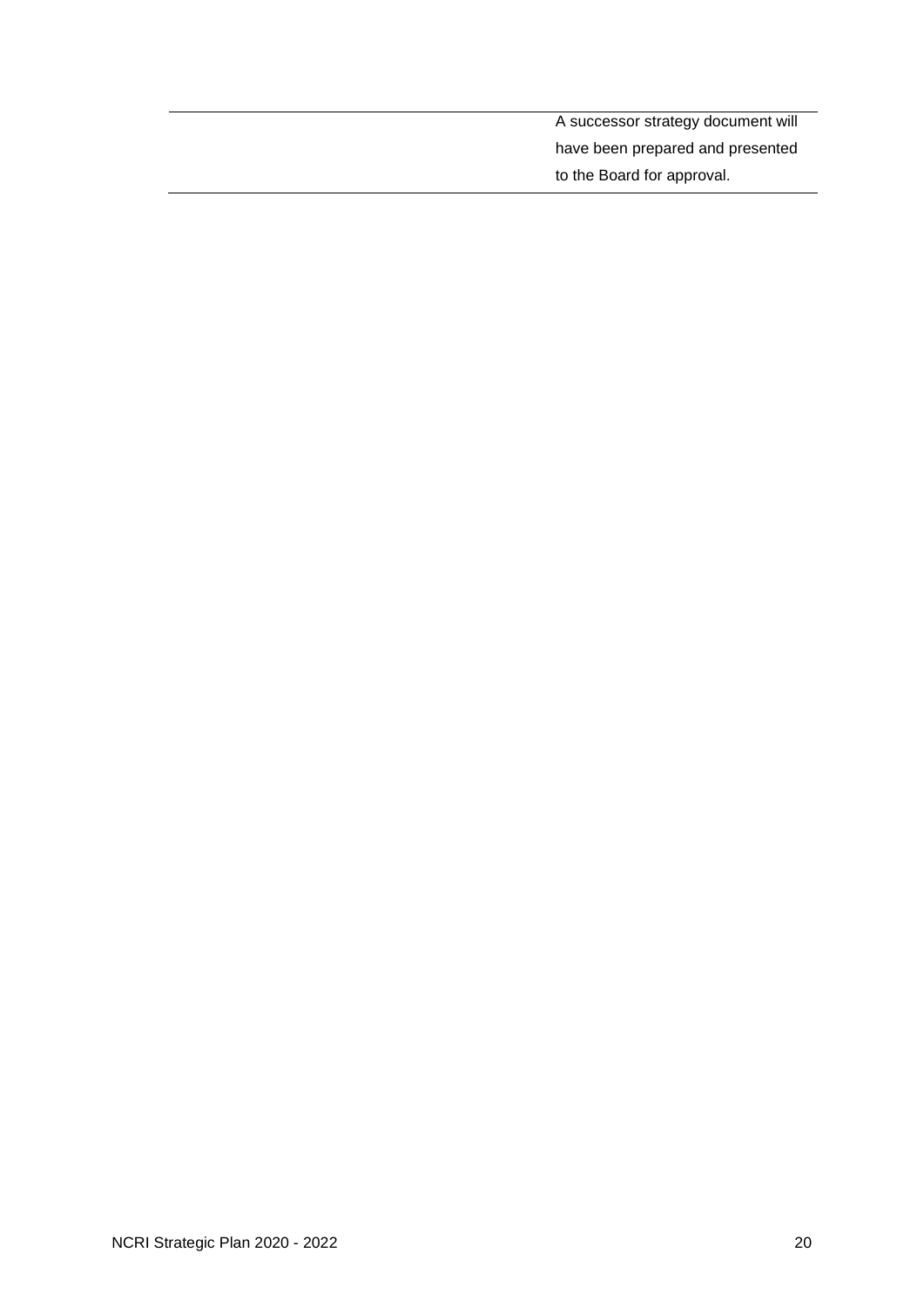| | |
|---|---|
| | A successor strategy document will have been prepared and presented to the Board for approval. |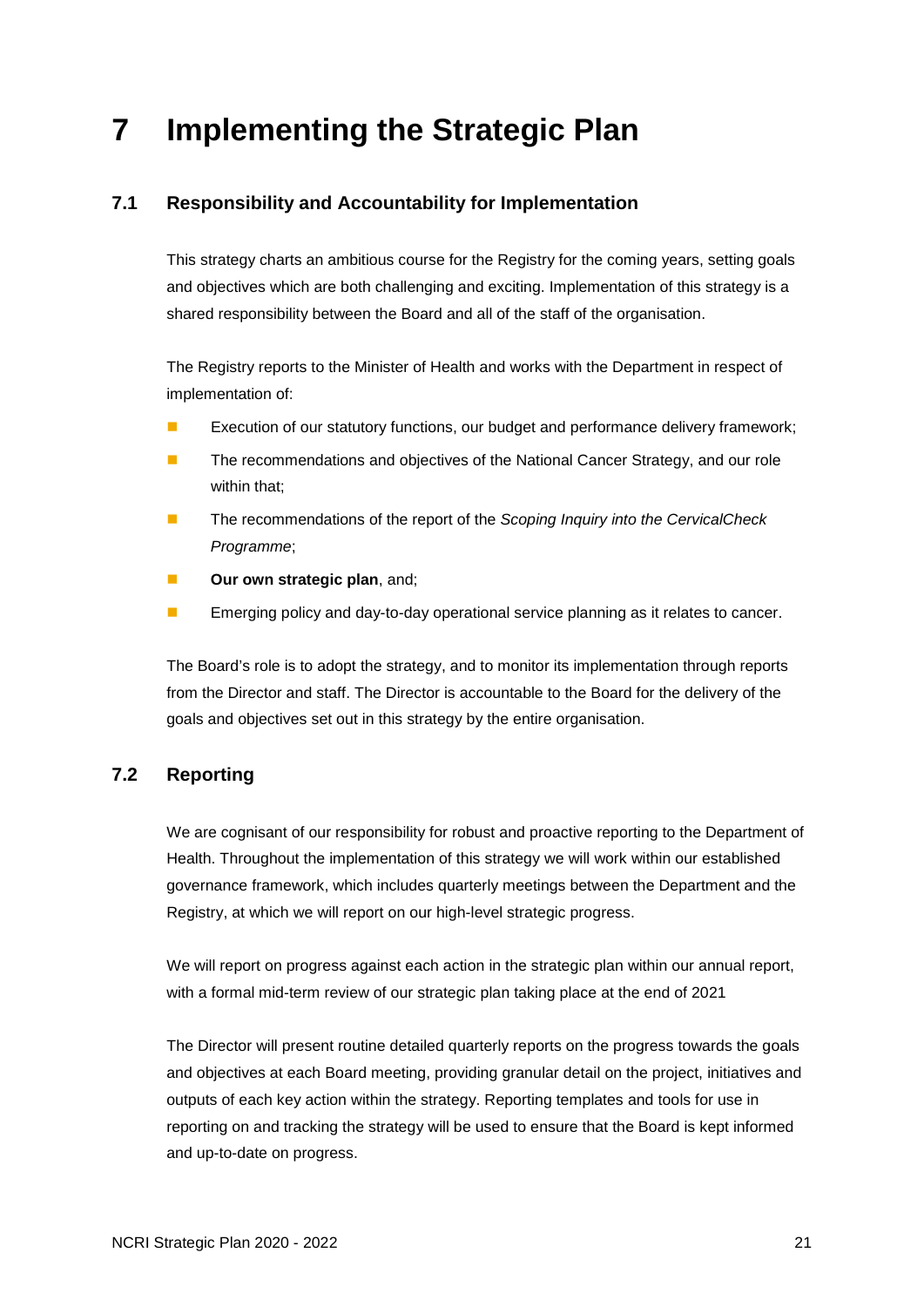# 7 Implementing the Strategic Plan

## 7.1 Responsibility and Accountability for Implementation

This strategy charts an ambitious course for the Registry for the coming years, setting goals and objectives which are both challenging and exciting. Implementation of this strategy is a shared responsibility between the Board and all of the staff of the organisation.

The Registry reports to the Minister of Health and works with the Department in respect of implementation of:

- Execution of our statutory functions, our budget and performance delivery framework;
- The recommendations and objectives of the National Cancer Strategy, and our role within that;
- The recommendations of the report of the *Scoping Inquiry into the CervicalCheck Programme*;
- **Our own strategic plan**, and;
- Emerging policy and day-to-day operational service planning as it relates to cancer.

The Board's role is to adopt the strategy, and to monitor its implementation through reports from the Director and staff. The Director is accountable to the Board for the delivery of the goals and objectives set out in this strategy by the entire organisation.

## 7.2 Reporting

We are cognisant of our responsibility for robust and proactive reporting to the Department of Health. Throughout the implementation of this strategy we will work within our established governance framework, which includes quarterly meetings between the Department and the Registry, at which we will report on our high-level strategic progress.

We will report on progress against each action in the strategic plan within our annual report, with a formal mid-term review of our strategic plan taking place at the end of 2021

The Director will present routine detailed quarterly reports on the progress towards the goals and objectives at each Board meeting, providing granular detail on the project, initiatives and outputs of each key action within the strategy. Reporting templates and tools for use in reporting on and tracking the strategy will be used to ensure that the Board is kept informed and up-to-date on progress.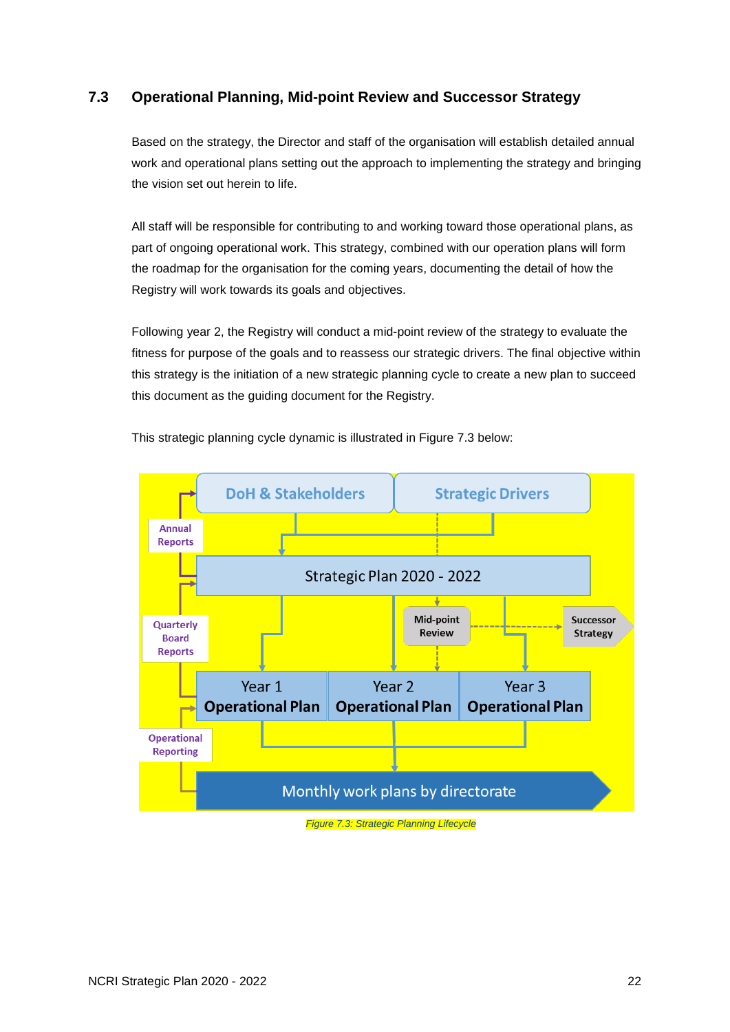## 7.3 Operational Planning, Mid-point Review and Successor Strategy

Based on the strategy, the Director and staff of the organisation will establish detailed annual work and operational plans setting out the approach to implementing the strategy and bringing the vision set out herein to life.

All staff will be responsible for contributing to and working toward those operational plans, as part of ongoing operational work. This strategy, combined with our operation plans will form the roadmap for the organisation for the coming years, documenting the detail of how the Registry will work towards its goals and objectives.

Following year 2, the Registry will conduct a mid-point review of the strategy to evaluate the fitness for purpose of the goals and to reassess our strategic drivers. The final objective within this strategy is the initiation of a new strategic planning cycle to create a new plan to succeed this document as the guiding document for the Registry.

This strategic planning cycle dynamic is illustrated in Figure 7.3 below:

*Figure 7.3: Strategic Planning Lifecycle*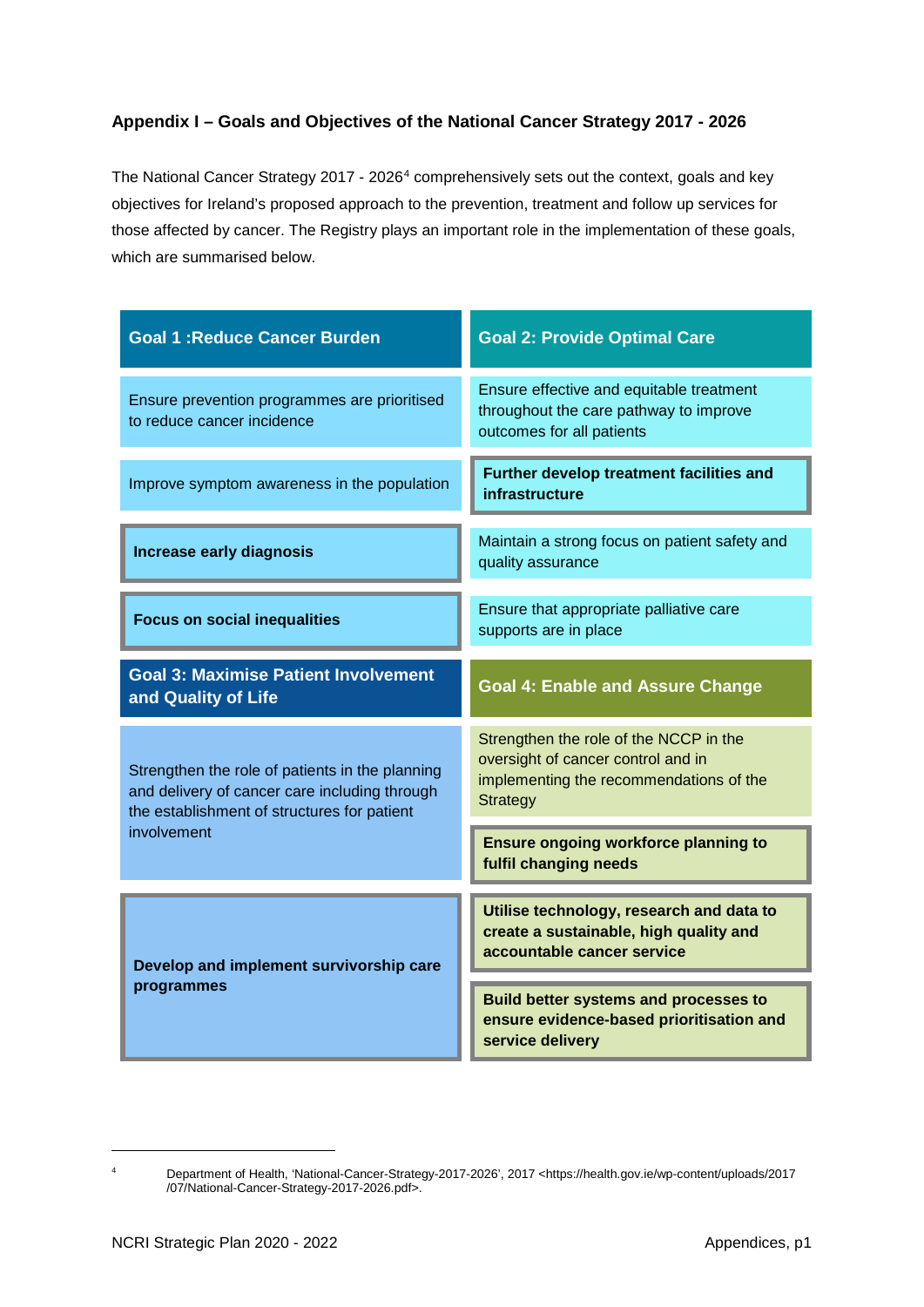## Appendix I – Goals and Objectives of the National Cancer Strategy 2017 - 2026

The National Cancer Strategy 2017 - 2026[4] comprehensively sets out the context, goals and key objectives for Ireland's proposed approach to the prevention, treatment and follow up services for those affected by cancer. The Registry plays an important role in the implementation of these goals, which are summarised below.

| Goal 1 :Reduce Cancer Burden | Goal 2: Provide Optimal Care |
|---|---|
| Ensure prevention programmes are prioritised to reduce cancer incidence | Ensure effective and equitable treatment throughout the care pathway to improve outcomes for all patients |
| Improve symptom awareness in the population | **Further develop treatment facilities and infrastructure** |
| **Increase early diagnosis** | Maintain a strong focus on patient safety and quality assurance |
| **Focus on social inequalities** | Ensure that appropriate palliative care supports are in place |

| Goal 3: Maximise Patient Involvement and Quality of Life | Goal 4: Enable and Assure Change |
|---|---|
| Strengthen the role of patients in the planning and delivery of cancer care including through the establishment of structures for patient involvement | Strengthen the role of the NCCP in the oversight of cancer control and in implementing the recommendations of the Strategy |
| | **Ensure ongoing workforce planning to fulfil changing needs** |
| **Develop and implement survivorship care programmes** | **Utilise technology, research and data to create a sustainable, high quality and accountable cancer service** |
| | **Build better systems and processes to ensure evidence-based prioritisation and service delivery** |

[4] Department of Health, 'National-Cancer-Strategy-2017-2026', 2017 <https://health.gov.ie/wp-content/uploads/2017/07/National-Cancer-Strategy-2017-2026.pdf>.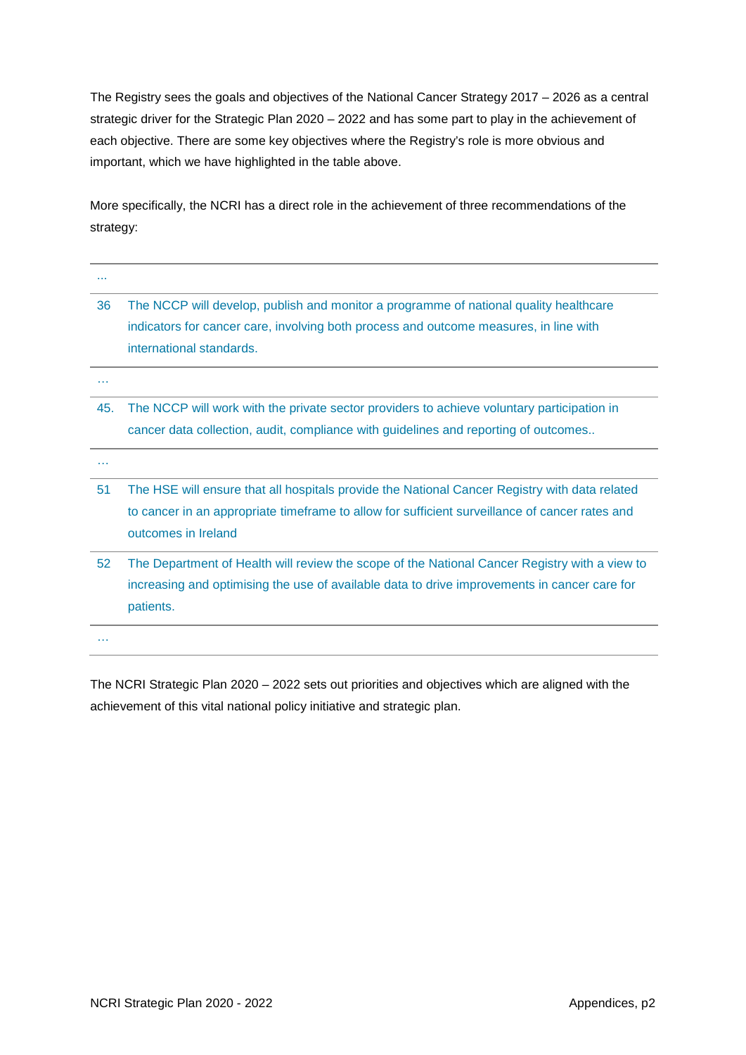The Registry sees the goals and objectives of the National Cancer Strategy 2017 – 2026 as a central strategic driver for the Strategic Plan 2020 – 2022 and has some part to play in the achievement of each objective. There are some key objectives where the Registry's role is more obvious and important, which we have highlighted in the table above.

More specifically, the NCRI has a direct role in the achievement of three recommendations of the strategy:

| | |
|---|---|
| ... | |
| 36 | The NCCP will develop, publish and monitor a programme of national quality healthcare indicators for cancer care, involving both process and outcome measures, in line with international standards. |
| … | |
| 45. | The NCCP will work with the private sector providers to achieve voluntary participation in cancer data collection, audit, compliance with guidelines and reporting of outcomes.. |
| … | |
| 51 | The HSE will ensure that all hospitals provide the National Cancer Registry with data related to cancer in an appropriate timeframe to allow for sufficient surveillance of cancer rates and outcomes in Ireland |
| 52 | The Department of Health will review the scope of the National Cancer Registry with a view to increasing and optimising the use of available data to drive improvements in cancer care for patients. |
| … | |

The NCRI Strategic Plan 2020 – 2022 sets out priorities and objectives which are aligned with the achievement of this vital national policy initiative and strategic plan.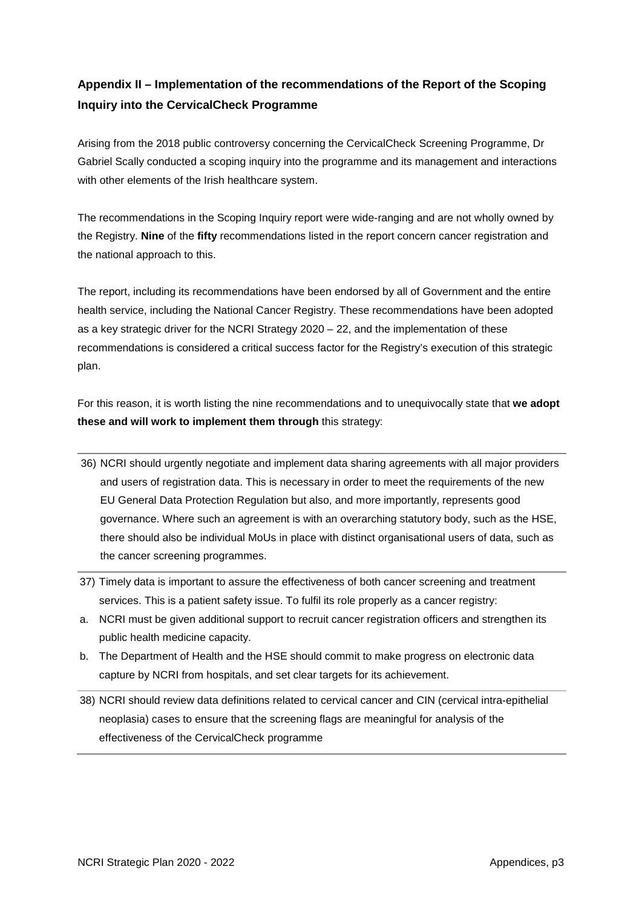## Appendix II – Implementation of the recommendations of the Report of the Scoping Inquiry into the CervicalCheck Programme

Arising from the 2018 public controversy concerning the CervicalCheck Screening Programme, Dr Gabriel Scally conducted a scoping inquiry into the programme and its management and interactions with other elements of the Irish healthcare system.

The recommendations in the Scoping Inquiry report were wide-ranging and are not wholly owned by the Registry. **Nine** of the **fifty** recommendations listed in the report concern cancer registration and the national approach to this.

The report, including its recommendations have been endorsed by all of Government and the entire health service, including the National Cancer Registry. These recommendations have been adopted as a key strategic driver for the NCRI Strategy 2020 – 22, and the implementation of these recommendations is considered a critical success factor for the Registry's execution of this strategic plan.

For this reason, it is worth listing the nine recommendations and to unequivocally state that **we adopt these and will work to implement them through** this strategy:

---

36) NCRI should urgently negotiate and implement data sharing agreements with all major providers and users of registration data. This is necessary in order to meet the requirements of the new EU General Data Protection Regulation but also, and more importantly, represents good governance. Where such an agreement is with an overarching statutory body, such as the HSE, there should also be individual MoUs in place with distinct organisational users of data, such as the cancer screening programmes.

---

37) Timely data is important to assure the effectiveness of both cancer screening and treatment services. This is a patient safety issue. To fulfil its role properly as a cancer registry:

a. NCRI must be given additional support to recruit cancer registration officers and strengthen its public health medicine capacity.

b. The Department of Health and the HSE should commit to make progress on electronic data capture by NCRI from hospitals, and set clear targets for its achievement.

---

38) NCRI should review data definitions related to cervical cancer and CIN (cervical intra-epithelial neoplasia) cases to ensure that the screening flags are meaningful for analysis of the effectiveness of the CervicalCheck programme

---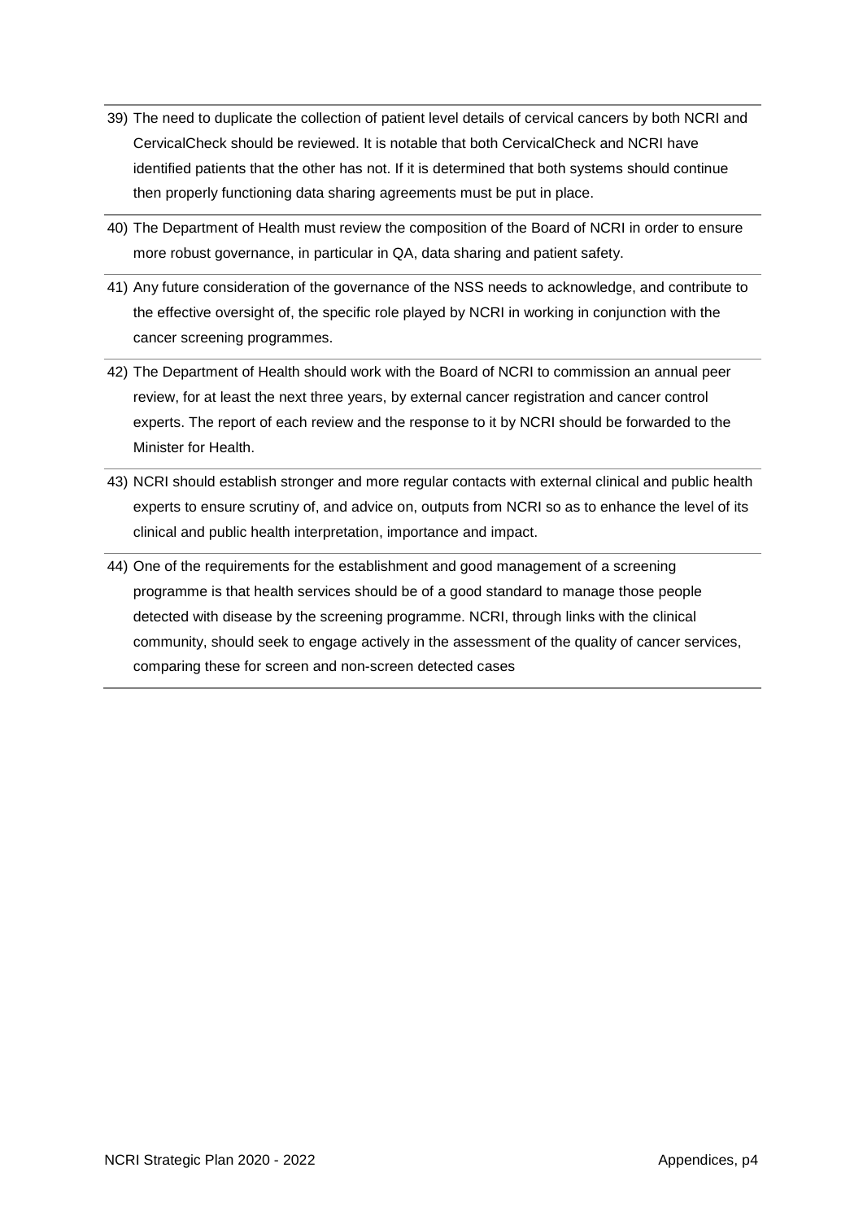39) The need to duplicate the collection of patient level details of cervical cancers by both NCRI and CervicalCheck should be reviewed. It is notable that both CervicalCheck and NCRI have identified patients that the other has not. If it is determined that both systems should continue then properly functioning data sharing agreements must be put in place.

40) The Department of Health must review the composition of the Board of NCRI in order to ensure more robust governance, in particular in QA, data sharing and patient safety.

41) Any future consideration of the governance of the NSS needs to acknowledge, and contribute to the effective oversight of, the specific role played by NCRI in working in conjunction with the cancer screening programmes.

42) The Department of Health should work with the Board of NCRI to commission an annual peer review, for at least the next three years, by external cancer registration and cancer control experts. The report of each review and the response to it by NCRI should be forwarded to the Minister for Health.

43) NCRI should establish stronger and more regular contacts with external clinical and public health experts to ensure scrutiny of, and advice on, outputs from NCRI so as to enhance the level of its clinical and public health interpretation, importance and impact.

44) One of the requirements for the establishment and good management of a screening programme is that health services should be of a good standard to manage those people detected with disease by the screening programme. NCRI, through links with the clinical community, should seek to engage actively in the assessment of the quality of cancer services, comparing these for screen and non-screen detected cases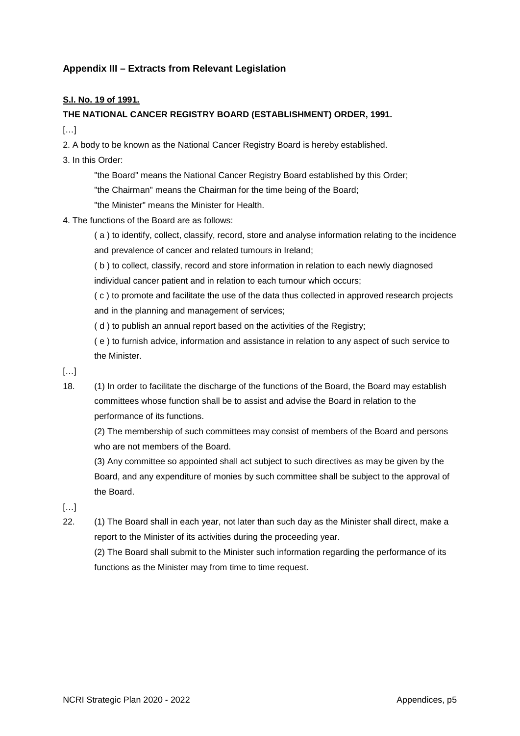## Appendix III – Extracts from Relevant Legislation

**S.I. No. 19 of 1991.**

**THE NATIONAL CANCER REGISTRY BOARD (ESTABLISHMENT) ORDER, 1991.**

[…]

2. A body to be known as the National Cancer Registry Board is hereby established.

3. In this Order:

   "the Board" means the National Cancer Registry Board established by this Order;

   "the Chairman" means the Chairman for the time being of the Board;

   "the Minister" means the Minister for Health.

4. The functions of the Board are as follows:

   ( a ) to identify, collect, classify, record, store and analyse information relating to the incidence and prevalence of cancer and related tumours in Ireland;

   ( b ) to collect, classify, record and store information in relation to each newly diagnosed individual cancer patient and in relation to each tumour which occurs;

   ( c ) to promote and facilitate the use of the data thus collected in approved research projects and in the planning and management of services;

   ( d ) to publish an annual report based on the activities of the Registry;

   ( e ) to furnish advice, information and assistance in relation to any aspect of such service to the Minister.

[…]

18. (1) In order to facilitate the discharge of the functions of the Board, the Board may establish committees whose function shall be to assist and advise the Board in relation to the performance of its functions.

    (2) The membership of such committees may consist of members of the Board and persons who are not members of the Board.

    (3) Any committee so appointed shall act subject to such directives as may be given by the Board, and any expenditure of monies by such committee shall be subject to the approval of the Board.

[…]

22. (1) The Board shall in each year, not later than such day as the Minister shall direct, make a report to the Minister of its activities during the proceeding year.

    (2) The Board shall submit to the Minister such information regarding the performance of its functions as the Minister may from time to time request.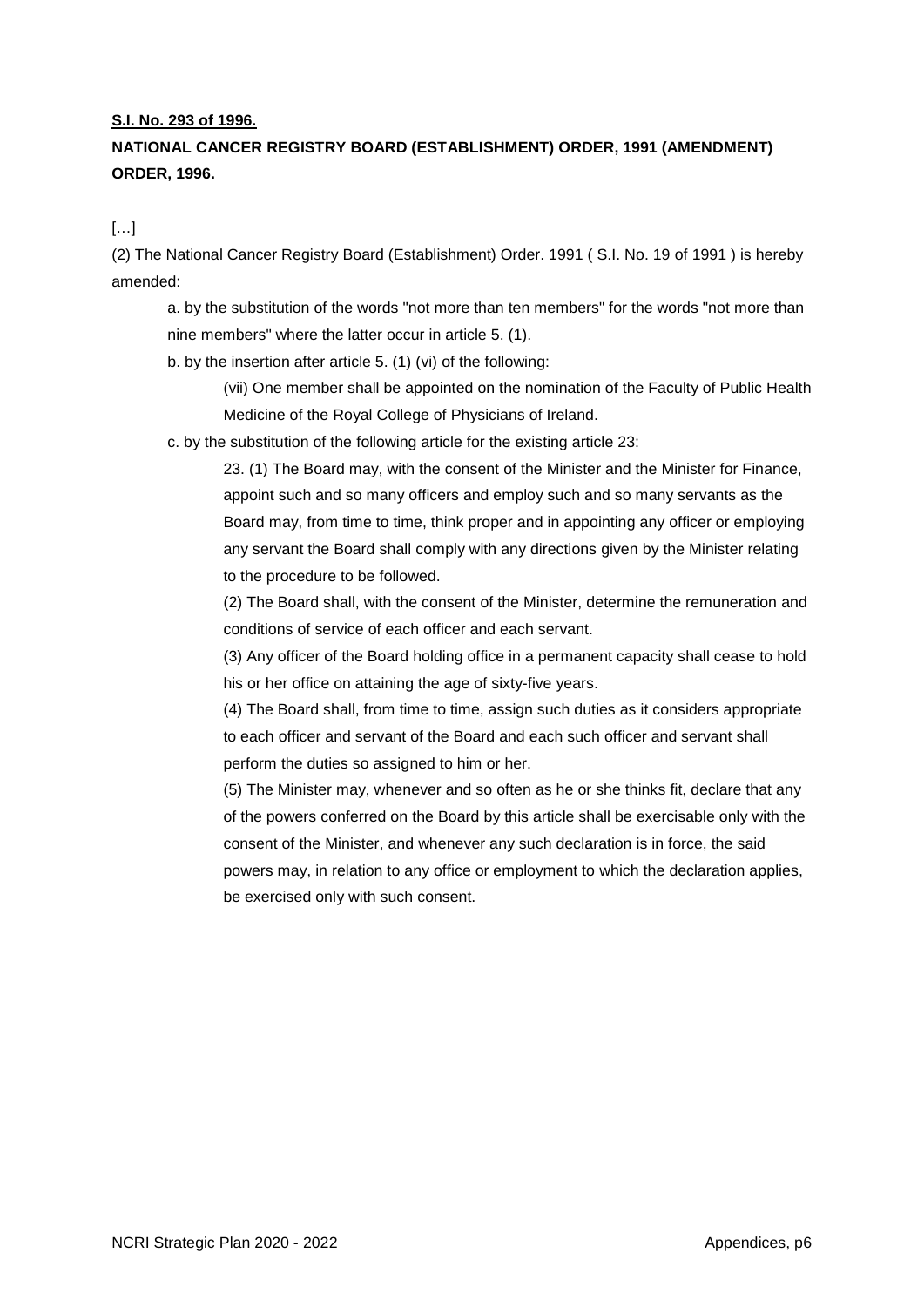**S.I. No. 293 of 1996.**

**NATIONAL CANCER REGISTRY BOARD (ESTABLISHMENT) ORDER, 1991 (AMENDMENT) ORDER, 1996.**

[…]

(2) The National Cancer Registry Board (Establishment) Order. 1991 ( S.I. No. 19 of 1991 ) is hereby amended:

a. by the substitution of the words "not more than ten members" for the words "not more than nine members" where the latter occur in article 5. (1).

b. by the insertion after article 5. (1) (vi) of the following:

> (vii) One member shall be appointed on the nomination of the Faculty of Public Health Medicine of the Royal College of Physicians of Ireland.

c. by the substitution of the following article for the existing article 23:

> 23. (1) The Board may, with the consent of the Minister and the Minister for Finance, appoint such and so many officers and employ such and so many servants as the Board may, from time to time, think proper and in appointing any officer or employing any servant the Board shall comply with any directions given by the Minister relating to the procedure to be followed.
>
> (2) The Board shall, with the consent of the Minister, determine the remuneration and conditions of service of each officer and each servant.
>
> (3) Any officer of the Board holding office in a permanent capacity shall cease to hold his or her office on attaining the age of sixty-five years.
>
> (4) The Board shall, from time to time, assign such duties as it considers appropriate to each officer and servant of the Board and each such officer and servant shall perform the duties so assigned to him or her.
>
> (5) The Minister may, whenever and so often as he or she thinks fit, declare that any of the powers conferred on the Board by this article shall be exercisable only with the consent of the Minister, and whenever any such declaration is in force, the said powers may, in relation to any office or employment to which the declaration applies, be exercised only with such consent.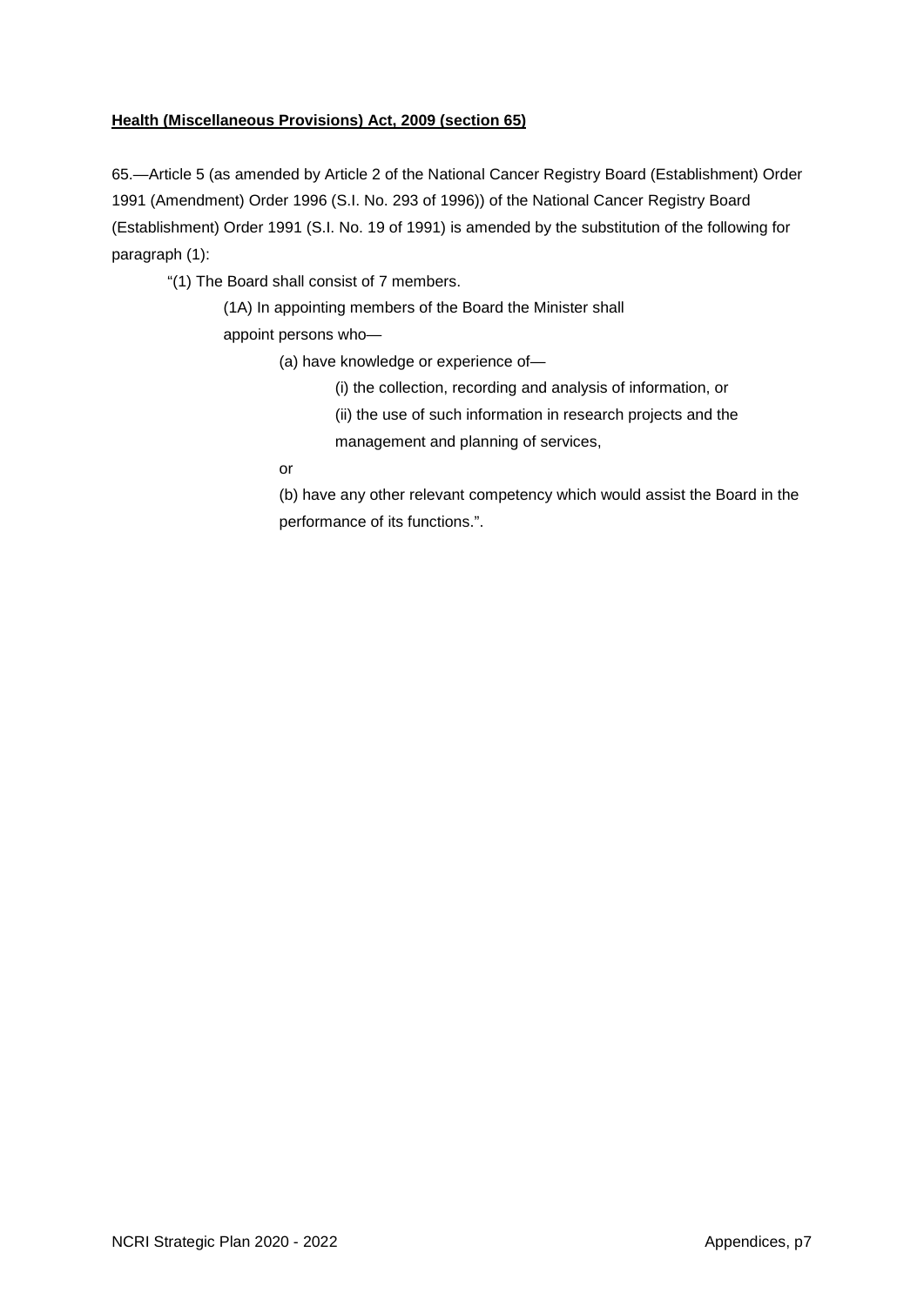**Health (Miscellaneous Provisions) Act, 2009 (section 65)**

65.—Article 5 (as amended by Article 2 of the National Cancer Registry Board (Establishment) Order 1991 (Amendment) Order 1996 (S.I. No. 293 of 1996)) of the National Cancer Registry Board (Establishment) Order 1991 (S.I. No. 19 of 1991) is amended by the substitution of the following for paragraph (1):

> "(1) The Board shall consist of 7 members.
>
> (1A) In appointing members of the Board the Minister shall appoint persons who—
>
> (a) have knowledge or experience of—
>
> (i) the collection, recording and analysis of information, or
>
> (ii) the use of such information in research projects and the management and planning of services,
>
> or
>
> (b) have any other relevant competency which would assist the Board in the performance of its functions.".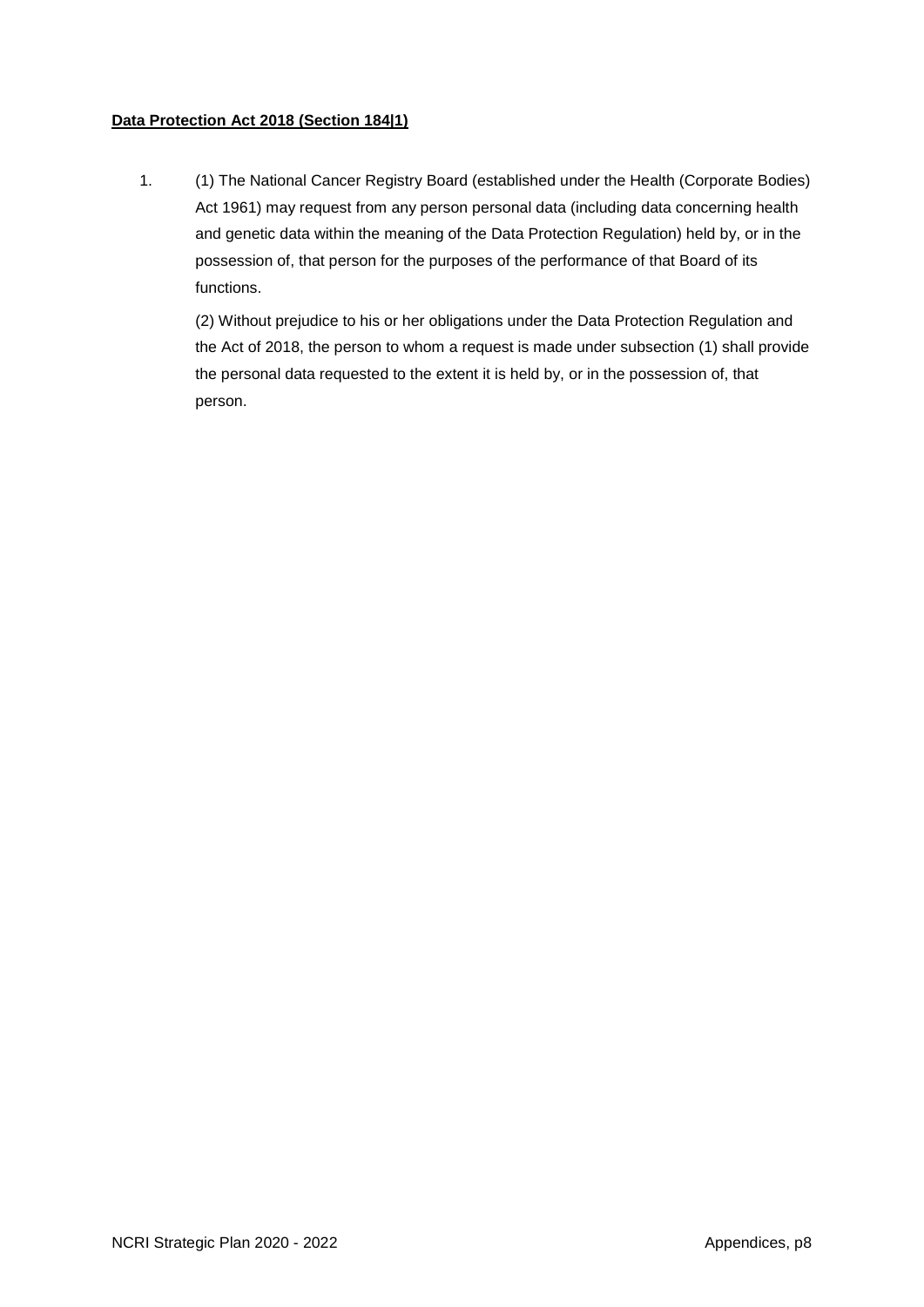**Data Protection Act 2018 (Section 184|1)**

1. (1) The National Cancer Registry Board (established under the Health (Corporate Bodies) Act 1961) may request from any person personal data (including data concerning health and genetic data within the meaning of the Data Protection Regulation) held by, or in the possession of, that person for the purposes of the performance of that Board of its functions.

   (2) Without prejudice to his or her obligations under the Data Protection Regulation and the Act of 2018, the person to whom a request is made under subsection (1) shall provide the personal data requested to the extent it is held by, or in the possession of, that person.